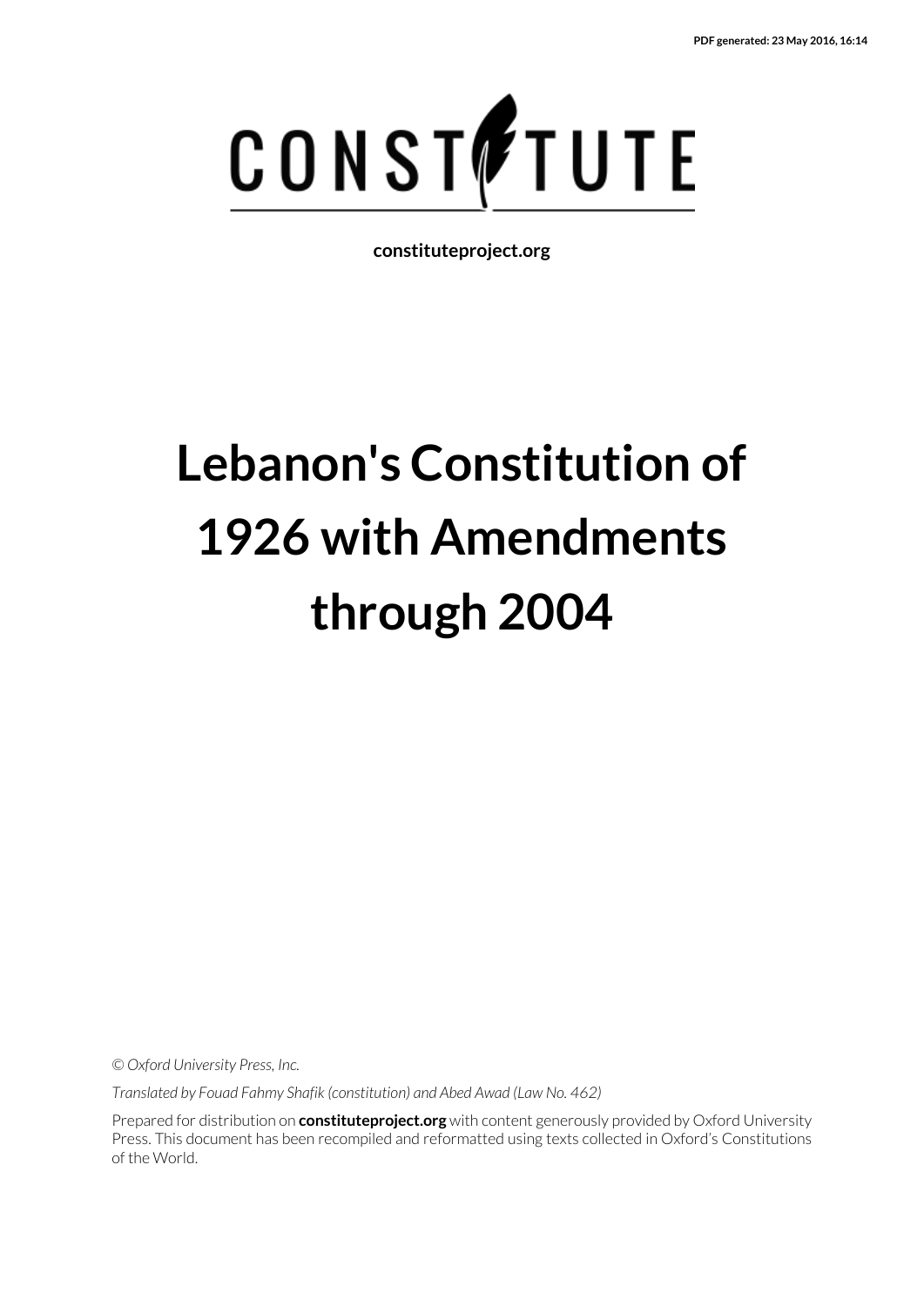PDF generated: 23 May 2016, 16:14

CONSTITUTE

constituteproject.org

# Lebanon's Constitution of 1926 with Amendments through 2004

*© Oxford University Press, Inc.*

*Translated by Fouad Fahmy Shafik (constitution) and Abed Awad (Law No. 462)*

Prepared for distribution on **constituteproject.org** with content generously provided by Oxford University Press. This document has been recompiled and reformatted using texts collected in Oxford's Constitutions of the World.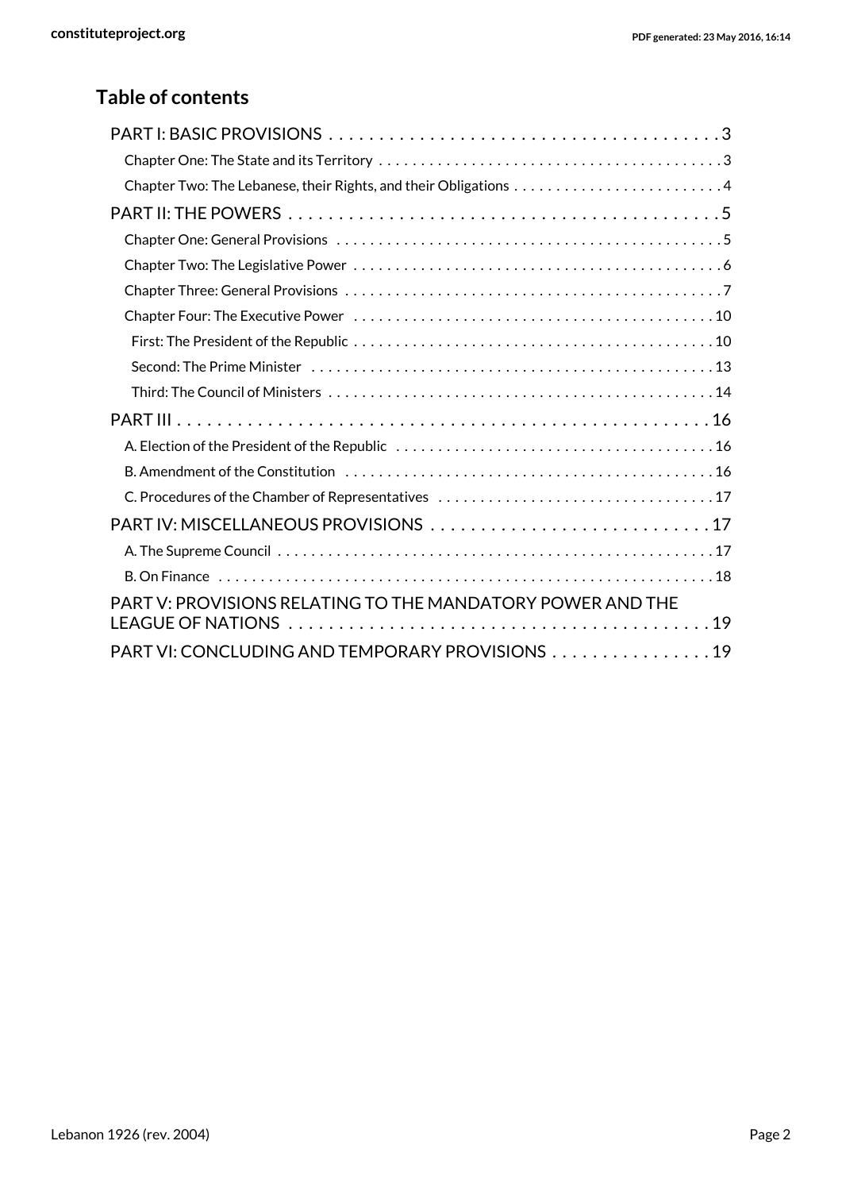## Table of contents

- PART I: BASIC PROVISIONS . . . 3
  - Chapter One: The State and its Territory . . . 3
  - Chapter Two: The Lebanese, their Rights, and their Obligations . . . 4
- PART II: THE POWERS . . . 5
  - Chapter One: General Provisions . . . 5
  - Chapter Two: The Legislative Power . . . 6
  - Chapter Three: General Provisions . . . 7
  - Chapter Four: The Executive Power . . . 10
    - First: The President of the Republic . . . 10
    - Second: The Prime Minister . . . 13
    - Third: The Council of Ministers . . . 14
- PART III . . . 16
  - A. Election of the President of the Republic . . . 16
  - B. Amendment of the Constitution . . . 16
  - C. Procedures of the Chamber of Representatives . . . 17
- PART IV: MISCELLANEOUS PROVISIONS . . . 17
  - A. The Supreme Council . . . 17
  - B. On Finance . . . 18
- PART V: PROVISIONS RELATING TO THE MANDATORY POWER AND THE LEAGUE OF NATIONS . . . 19
- PART VI: CONCLUDING AND TEMPORARY PROVISIONS . . . 19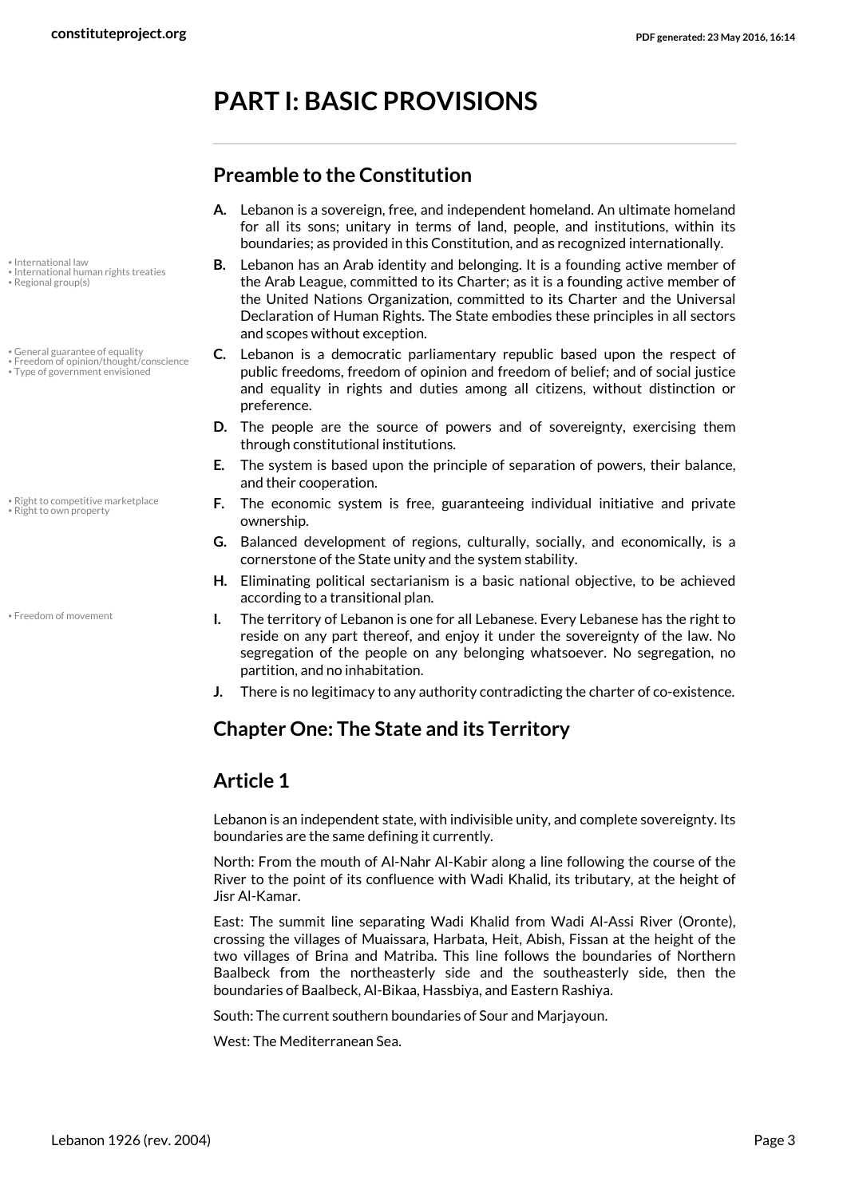# PART I: BASIC PROVISIONS

## Preamble to the Constitution

**A.** Lebanon is a sovereign, free, and independent homeland. An ultimate homeland for all its sons; unitary in terms of land, people, and institutions, within its boundaries; as provided in this Constitution, and as recognized internationally.

- International law
- International human rights treaties
- Regional group(s)

**B.** Lebanon has an Arab identity and belonging. It is a founding active member of the Arab League, committed to its Charter; as it is a founding active member of the United Nations Organization, committed to its Charter and the Universal Declaration of Human Rights. The State embodies these principles in all sectors and scopes without exception.

- General guarantee of equality
- Freedom of opinion/thought/conscience
- Type of government envisioned

**C.** Lebanon is a democratic parliamentary republic based upon the respect of public freedoms, freedom of opinion and freedom of belief; and of social justice and equality in rights and duties among all citizens, without distinction or preference.

**D.** The people are the source of powers and of sovereignty, exercising them through constitutional institutions.

**E.** The system is based upon the principle of separation of powers, their balance, and their cooperation.

- Right to competitive marketplace
- Right to own property

**F.** The economic system is free, guaranteeing individual initiative and private ownership.

**G.** Balanced development of regions, culturally, socially, and economically, is a cornerstone of the State unity and the system stability.

**H.** Eliminating political sectarianism is a basic national objective, to be achieved according to a transitional plan.

- Freedom of movement

**I.** The territory of Lebanon is one for all Lebanese. Every Lebanese has the right to reside on any part thereof, and enjoy it under the sovereignty of the law. No segregation of the people on any belonging whatsoever. No segregation, no partition, and no inhabitation.

**J.** There is no legitimacy to any authority contradicting the charter of co-existence.

## Chapter One: The State and its Territory

## Article 1

Lebanon is an independent state, with indivisible unity, and complete sovereignty. Its boundaries are the same defining it currently.

North: From the mouth of Al-Nahr Al-Kabir along a line following the course of the River to the point of its confluence with Wadi Khalid, its tributary, at the height of Jisr Al-Kamar.

East: The summit line separating Wadi Khalid from Wadi Al-Assi River (Oronte), crossing the villages of Muaissara, Harbata, Heit, Abish, Fissan at the height of the two villages of Brina and Matriba. This line follows the boundaries of Northern Baalbeck from the northeasterly side and the southeasterly side, then the boundaries of Baalbeck, Al-Bikaa, Hassbiya, and Eastern Rashiya.

South: The current southern boundaries of Sour and Marjayoun.

West: The Mediterranean Sea.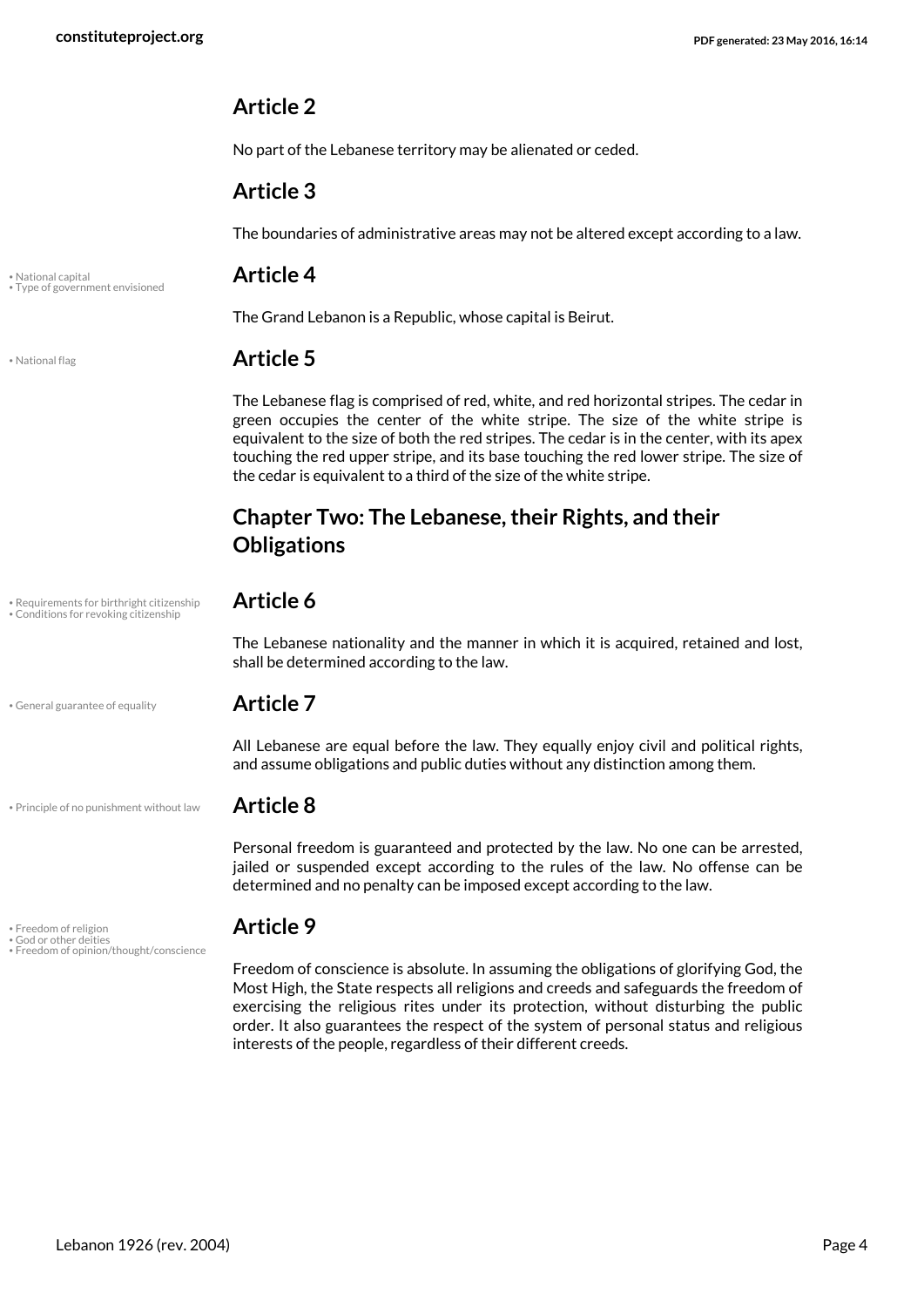## Article 2

No part of the Lebanese territory may be alienated or ceded.

## Article 3

The boundaries of administrative areas may not be altered except according to a law.

## Article 4

The Grand Lebanon is a Republic, whose capital is Beirut.

## Article 5

The Lebanese flag is comprised of red, white, and red horizontal stripes. The cedar in green occupies the center of the white stripe. The size of the white stripe is equivalent to the size of both the red stripes. The cedar is in the center, with its apex touching the red upper stripe, and its base touching the red lower stripe. The size of the cedar is equivalent to a third of the size of the white stripe.

# Chapter Two: The Lebanese, their Rights, and their Obligations

## Article 6

The Lebanese nationality and the manner in which it is acquired, retained and lost, shall be determined according to the law.

## Article 7

All Lebanese are equal before the law. They equally enjoy civil and political rights, and assume obligations and public duties without any distinction among them.

## Article 8

Personal freedom is guaranteed and protected by the law. No one can be arrested, jailed or suspended except according to the rules of the law. No offense can be determined and no penalty can be imposed except according to the law.

## Article 9

Freedom of conscience is absolute. In assuming the obligations of glorifying God, the Most High, the State respects all religions and creeds and safeguards the freedom of exercising the religious rites under its protection, without disturbing the public order. It also guarantees the respect of the system of personal status and religious interests of the people, regardless of their different creeds.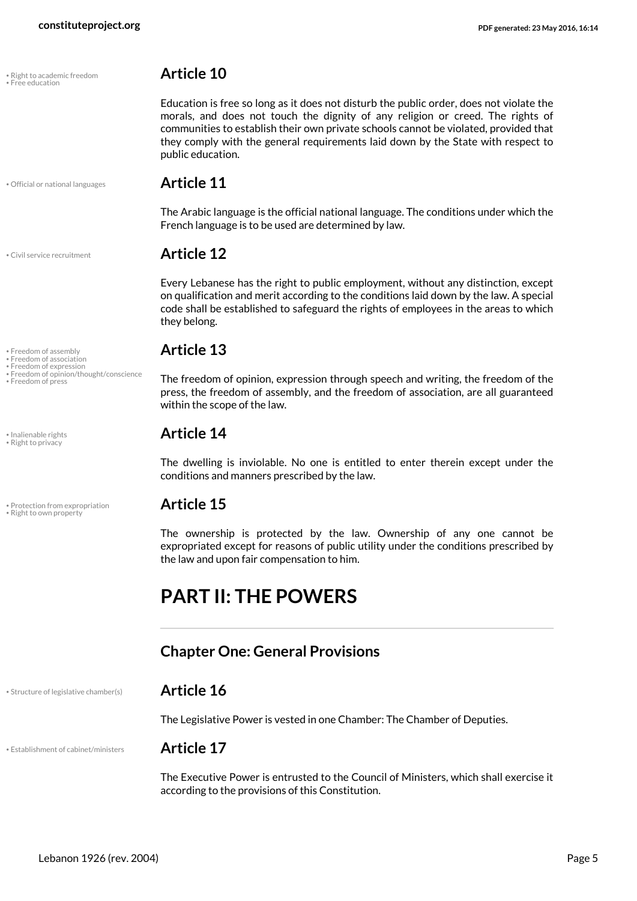• Right to academic freedom
• Free education

## Article 10

Education is free so long as it does not disturb the public order, does not violate the morals, and does not touch the dignity of any religion or creed. The rights of communities to establish their own private schools cannot be violated, provided that they comply with the general requirements laid down by the State with respect to public education.

• Official or national languages

## Article 11

The Arabic language is the official national language. The conditions under which the French language is to be used are determined by law.

• Civil service recruitment

## Article 12

Every Lebanese has the right to public employment, without any distinction, except on qualification and merit according to the conditions laid down by the law. A special code shall be established to safeguard the rights of employees in the areas to which they belong.

• Freedom of assembly
• Freedom of association
• Freedom of expression
• Freedom of opinion/thought/conscience
• Freedom of press

## Article 13

The freedom of opinion, expression through speech and writing, the freedom of the press, the freedom of assembly, and the freedom of association, are all guaranteed within the scope of the law.

• Inalienable rights
• Right to privacy

## Article 14

The dwelling is inviolable. No one is entitled to enter therein except under the conditions and manners prescribed by the law.

• Protection from expropriation
• Right to own property

## Article 15

The ownership is protected by the law. Ownership of any one cannot be expropriated except for reasons of public utility under the conditions prescribed by the law and upon fair compensation to him.

# PART II: THE POWERS

### Chapter One: General Provisions

• Structure of legislative chamber(s)

## Article 16

The Legislative Power is vested in one Chamber: The Chamber of Deputies.

• Establishment of cabinet/ministers

## Article 17

The Executive Power is entrusted to the Council of Ministers, which shall exercise it according to the provisions of this Constitution.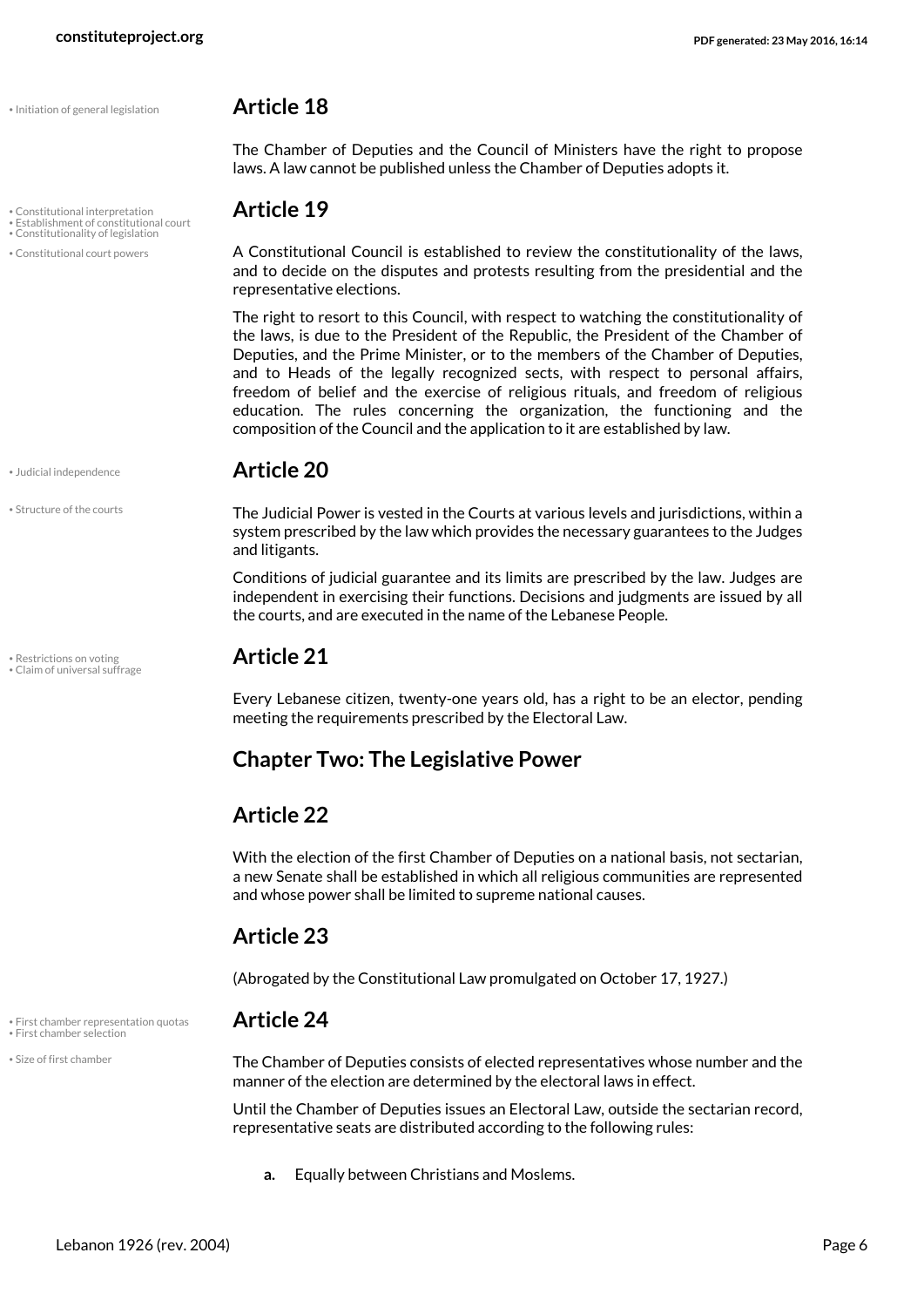## Article 18

The Chamber of Deputies and the Council of Ministers have the right to propose laws. A law cannot be published unless the Chamber of Deputies adopts it.

## Article 19

A Constitutional Council is established to review the constitutionality of the laws, and to decide on the disputes and protests resulting from the presidential and the representative elections.

The right to resort to this Council, with respect to watching the constitutionality of the laws, is due to the President of the Republic, the President of the Chamber of Deputies, and the Prime Minister, or to the members of the Chamber of Deputies, and to Heads of the legally recognized sects, with respect to personal affairs, freedom of belief and the exercise of religious rituals, and freedom of religious education. The rules concerning the organization, the functioning and the composition of the Council and the application to it are established by law.

## Article 20

The Judicial Power is vested in the Courts at various levels and jurisdictions, within a system prescribed by the law which provides the necessary guarantees to the Judges and litigants.

Conditions of judicial guarantee and its limits are prescribed by the law. Judges are independent in exercising their functions. Decisions and judgments are issued by all the courts, and are executed in the name of the Lebanese People.

## Article 21

Every Lebanese citizen, twenty-one years old, has a right to be an elector, pending meeting the requirements prescribed by the Electoral Law.

# Chapter Two: The Legislative Power

## Article 22

With the election of the first Chamber of Deputies on a national basis, not sectarian, a new Senate shall be established in which all religious communities are represented and whose power shall be limited to supreme national causes.

## Article 23

(Abrogated by the Constitutional Law promulgated on October 17, 1927.)

## Article 24

The Chamber of Deputies consists of elected representatives whose number and the manner of the election are determined by the electoral laws in effect.

Until the Chamber of Deputies issues an Electoral Law, outside the sectarian record, representative seats are distributed according to the following rules:

- **a.** Equally between Christians and Moslems.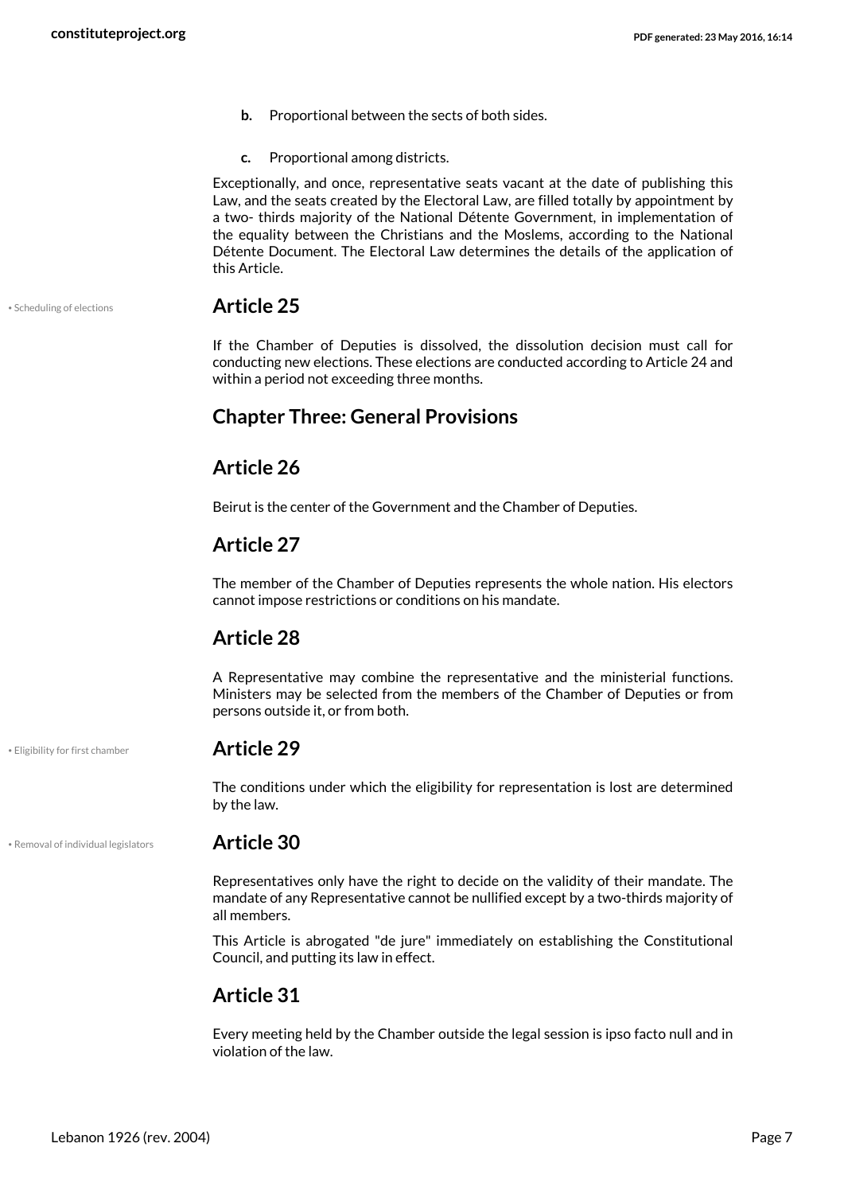b. Proportional between the sects of both sides.

c. Proportional among districts.

Exceptionally, and once, representative seats vacant at the date of publishing this Law, and the seats created by the Electoral Law, are filled totally by appointment by a two- thirds majority of the National Détente Government, in implementation of the equality between the Christians and the Moslems, according to the National Détente Document. The Electoral Law determines the details of the application of this Article.

• Scheduling of elections

## Article 25

If the Chamber of Deputies is dissolved, the dissolution decision must call for conducting new elections. These elections are conducted according to Article 24 and within a period not exceeding three months.

## Chapter Three: General Provisions

## Article 26

Beirut is the center of the Government and the Chamber of Deputies.

## Article 27

The member of the Chamber of Deputies represents the whole nation. His electors cannot impose restrictions or conditions on his mandate.

## Article 28

A Representative may combine the representative and the ministerial functions. Ministers may be selected from the members of the Chamber of Deputies or from persons outside it, or from both.

• Eligibility for first chamber

## Article 29

The conditions under which the eligibility for representation is lost are determined by the law.

• Removal of individual legislators

## Article 30

Representatives only have the right to decide on the validity of their mandate. The mandate of any Representative cannot be nullified except by a two-thirds majority of all members.

This Article is abrogated "de jure" immediately on establishing the Constitutional Council, and putting its law in effect.

## Article 31

Every meeting held by the Chamber outside the legal session is ipso facto null and in violation of the law.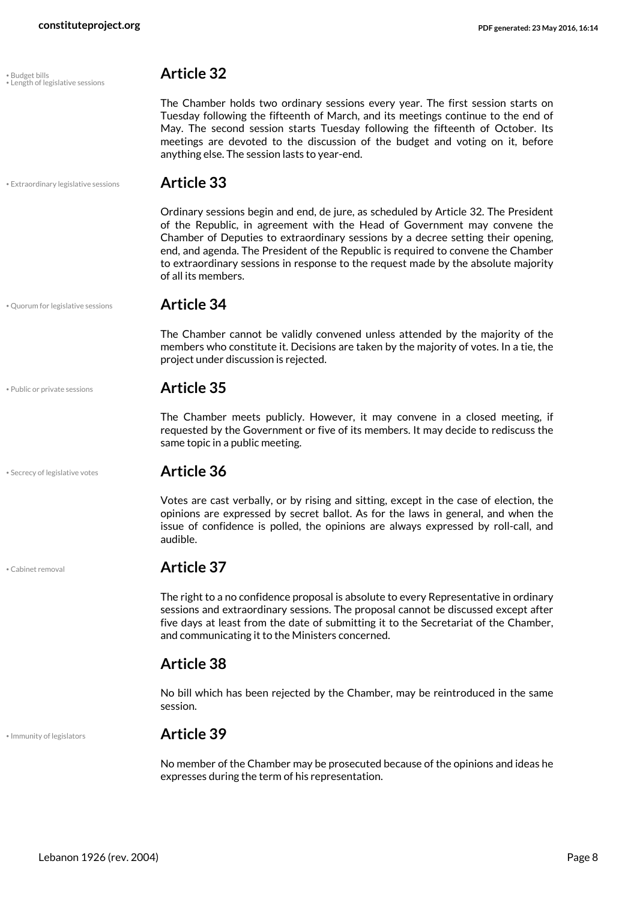• Budget bills
• Length of legislative sessions

## Article 32

The Chamber holds two ordinary sessions every year. The first session starts on Tuesday following the fifteenth of March, and its meetings continue to the end of May. The second session starts Tuesday following the fifteenth of October. Its meetings are devoted to the discussion of the budget and voting on it, before anything else. The session lasts to year-end.

• Extraordinary legislative sessions

## Article 33

Ordinary sessions begin and end, de jure, as scheduled by Article 32. The President of the Republic, in agreement with the Head of Government may convene the Chamber of Deputies to extraordinary sessions by a decree setting their opening, end, and agenda. The President of the Republic is required to convene the Chamber to extraordinary sessions in response to the request made by the absolute majority of all its members.

• Quorum for legislative sessions

## Article 34

The Chamber cannot be validly convened unless attended by the majority of the members who constitute it. Decisions are taken by the majority of votes. In a tie, the project under discussion is rejected.

• Public or private sessions

## Article 35

The Chamber meets publicly. However, it may convene in a closed meeting, if requested by the Government or five of its members. It may decide to rediscuss the same topic in a public meeting.

• Secrecy of legislative votes

## Article 36

Votes are cast verbally, or by rising and sitting, except in the case of election, the opinions are expressed by secret ballot. As for the laws in general, and when the issue of confidence is polled, the opinions are always expressed by roll-call, and audible.

• Cabinet removal

## Article 37

The right to a no confidence proposal is absolute to every Representative in ordinary sessions and extraordinary sessions. The proposal cannot be discussed except after five days at least from the date of submitting it to the Secretariat of the Chamber, and communicating it to the Ministers concerned.

## Article 38

No bill which has been rejected by the Chamber, may be reintroduced in the same session.

• Immunity of legislators

## Article 39

No member of the Chamber may be prosecuted because of the opinions and ideas he expresses during the term of his representation.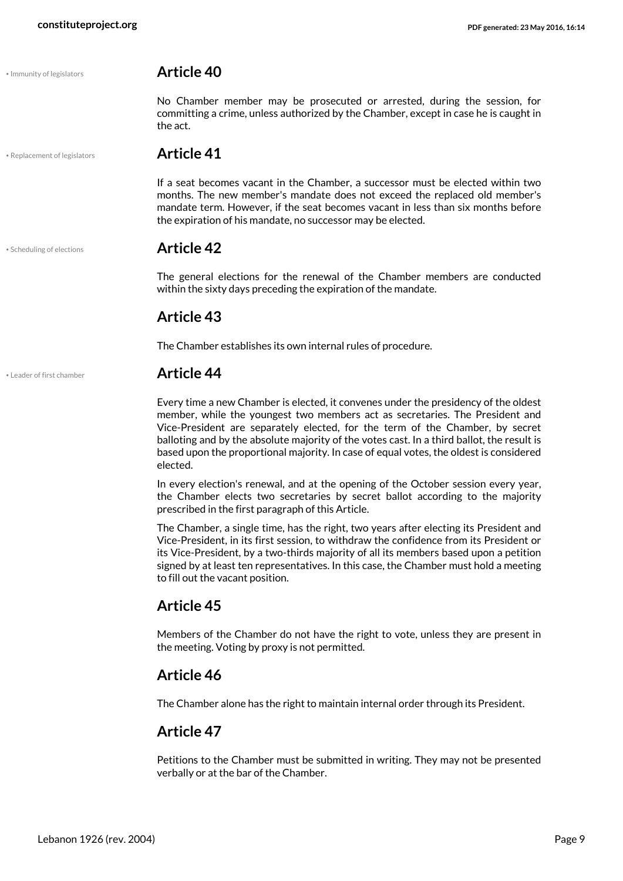• Immunity of legislators

## Article 40

No Chamber member may be prosecuted or arrested, during the session, for committing a crime, unless authorized by the Chamber, except in case he is caught in the act.

• Replacement of legislators

## Article 41

If a seat becomes vacant in the Chamber, a successor must be elected within two months. The new member's mandate does not exceed the replaced old member's mandate term. However, if the seat becomes vacant in less than six months before the expiration of his mandate, no successor may be elected.

• Scheduling of elections

## Article 42

The general elections for the renewal of the Chamber members are conducted within the sixty days preceding the expiration of the mandate.

## Article 43

The Chamber establishes its own internal rules of procedure.

• Leader of first chamber

## Article 44

Every time a new Chamber is elected, it convenes under the presidency of the oldest member, while the youngest two members act as secretaries. The President and Vice-President are separately elected, for the term of the Chamber, by secret balloting and by the absolute majority of the votes cast. In a third ballot, the result is based upon the proportional majority. In case of equal votes, the oldest is considered elected.

In every election's renewal, and at the opening of the October session every year, the Chamber elects two secretaries by secret ballot according to the majority prescribed in the first paragraph of this Article.

The Chamber, a single time, has the right, two years after electing its President and Vice-President, in its first session, to withdraw the confidence from its President or its Vice-President, by a two-thirds majority of all its members based upon a petition signed by at least ten representatives. In this case, the Chamber must hold a meeting to fill out the vacant position.

## Article 45

Members of the Chamber do not have the right to vote, unless they are present in the meeting. Voting by proxy is not permitted.

## Article 46

The Chamber alone has the right to maintain internal order through its President.

## Article 47

Petitions to the Chamber must be submitted in writing. They may not be presented verbally or at the bar of the Chamber.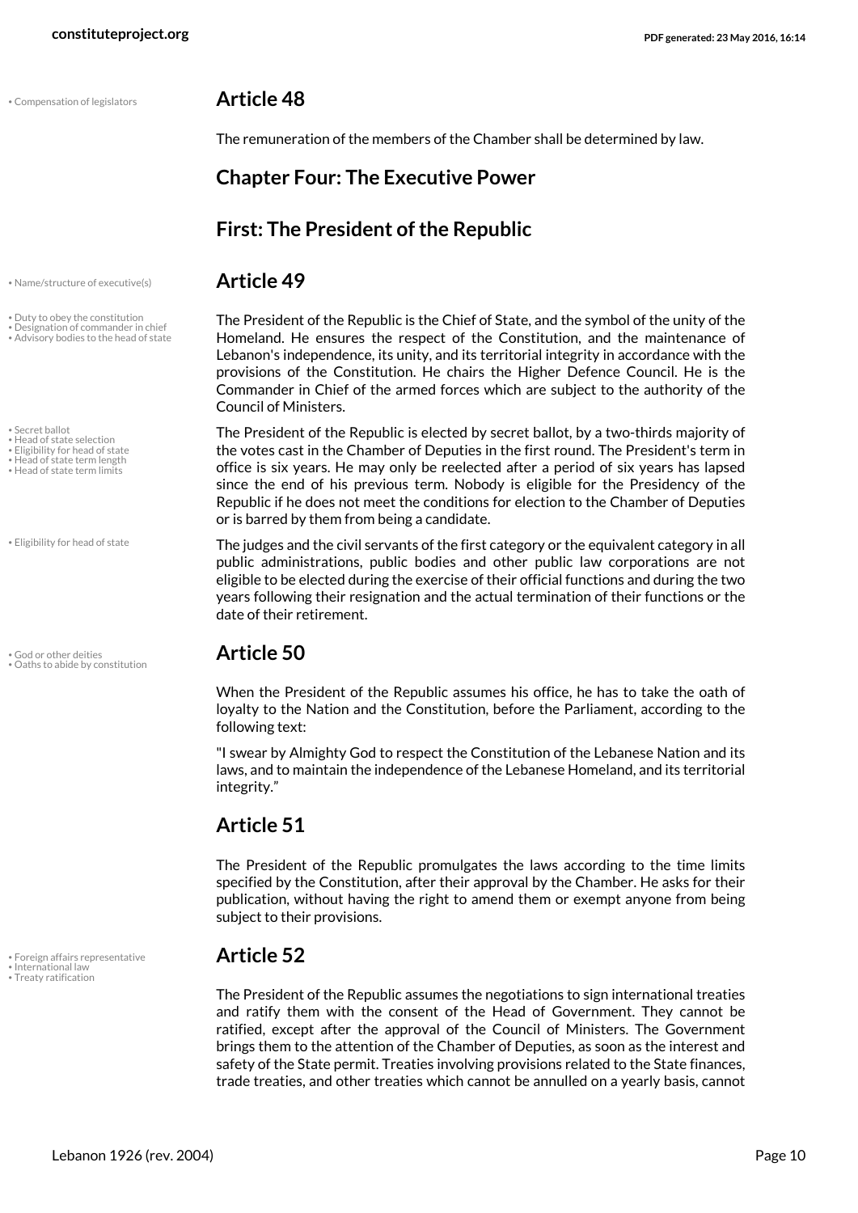## Article 48

The remuneration of the members of the Chamber shall be determined by law.

## Chapter Four: The Executive Power

## First: The President of the Republic

## Article 49

The President of the Republic is the Chief of State, and the symbol of the unity of the Homeland. He ensures the respect of the Constitution, and the maintenance of Lebanon's independence, its unity, and its territorial integrity in accordance with the provisions of the Constitution. He chairs the Higher Defence Council. He is the Commander in Chief of the armed forces which are subject to the authority of the Council of Ministers.

The President of the Republic is elected by secret ballot, by a two-thirds majority of the votes cast in the Chamber of Deputies in the first round. The President's term in office is six years. He may only be reelected after a period of six years has lapsed since the end of his previous term. Nobody is eligible for the Presidency of the Republic if he does not meet the conditions for election to the Chamber of Deputies or is barred by them from being a candidate.

The judges and the civil servants of the first category or the equivalent category in all public administrations, public bodies and other public law corporations are not eligible to be elected during the exercise of their official functions and during the two years following their resignation and the actual termination of their functions or the date of their retirement.

## Article 50

When the President of the Republic assumes his office, he has to take the oath of loyalty to the Nation and the Constitution, before the Parliament, according to the following text:

"I swear by Almighty God to respect the Constitution of the Lebanese Nation and its laws, and to maintain the independence of the Lebanese Homeland, and its territorial integrity."

## Article 51

The President of the Republic promulgates the laws according to the time limits specified by the Constitution, after their approval by the Chamber. He asks for their publication, without having the right to amend them or exempt anyone from being subject to their provisions.

## Article 52

The President of the Republic assumes the negotiations to sign international treaties and ratify them with the consent of the Head of Government. They cannot be ratified, except after the approval of the Council of Ministers. The Government brings them to the attention of the Chamber of Deputies, as soon as the interest and safety of the State permit. Treaties involving provisions related to the State finances, trade treaties, and other treaties which cannot be annulled on a yearly basis, cannot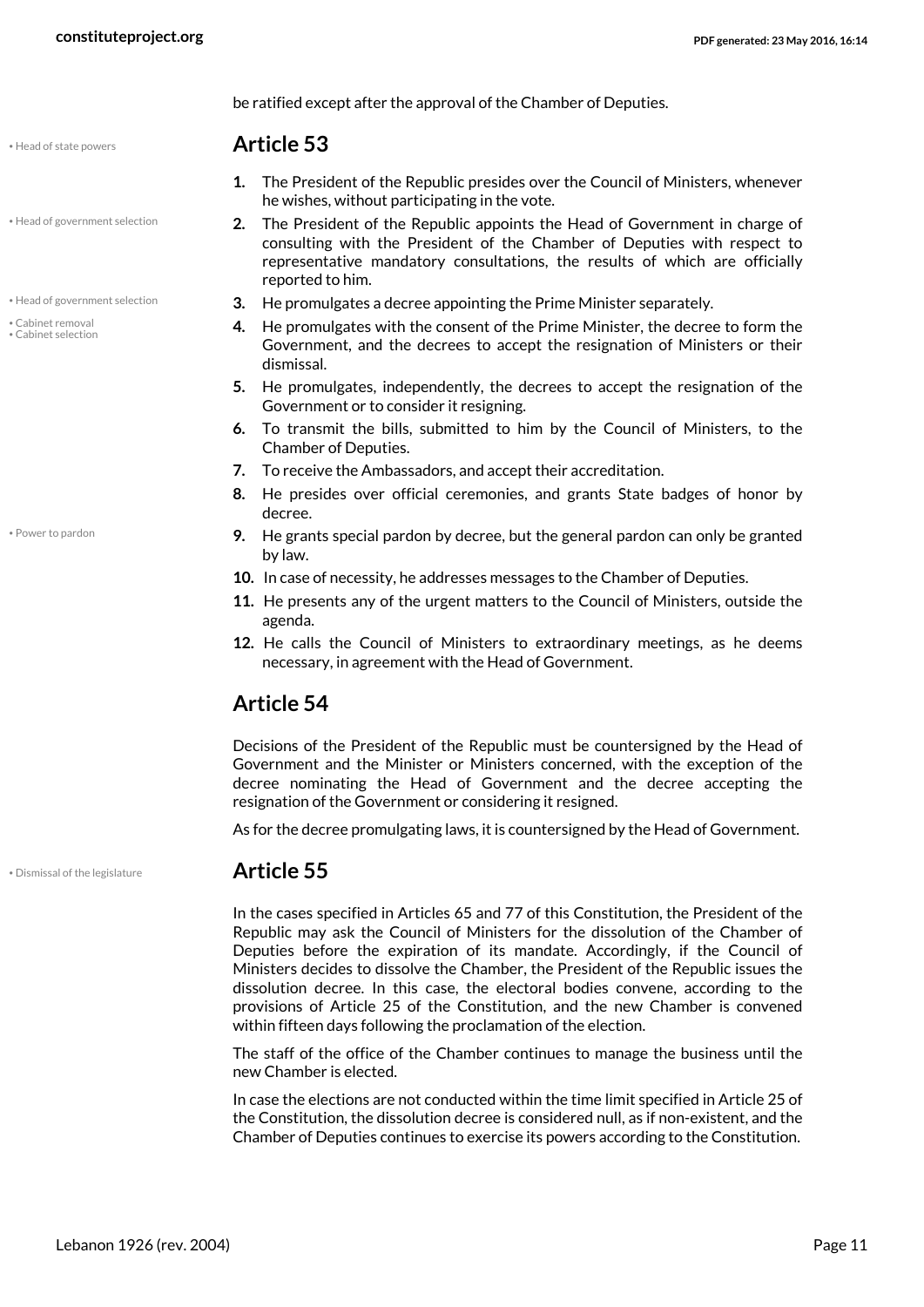be ratified except after the approval of the Chamber of Deputies.

## Article 53

1. The President of the Republic presides over the Council of Ministers, whenever he wishes, without participating in the vote.
2. The President of the Republic appoints the Head of Government in charge of consulting with the President of the Chamber of Deputies with respect to representative mandatory consultations, the results of which are officially reported to him.
3. He promulgates a decree appointing the Prime Minister separately.
4. He promulgates with the consent of the Prime Minister, the decree to form the Government, and the decrees to accept the resignation of Ministers or their dismissal.
5. He promulgates, independently, the decrees to accept the resignation of the Government or to consider it resigning.
6. To transmit the bills, submitted to him by the Council of Ministers, to the Chamber of Deputies.
7. To receive the Ambassadors, and accept their accreditation.
8. He presides over official ceremonies, and grants State badges of honor by decree.
9. He grants special pardon by decree, but the general pardon can only be granted by law.
10. In case of necessity, he addresses messages to the Chamber of Deputies.
11. He presents any of the urgent matters to the Council of Ministers, outside the agenda.
12. He calls the Council of Ministers to extraordinary meetings, as he deems necessary, in agreement with the Head of Government.

## Article 54

Decisions of the President of the Republic must be countersigned by the Head of Government and the Minister or Ministers concerned, with the exception of the decree nominating the Head of Government and the decree accepting the resignation of the Government or considering it resigned.

As for the decree promulgating laws, it is countersigned by the Head of Government.

## Article 55

In the cases specified in Articles 65 and 77 of this Constitution, the President of the Republic may ask the Council of Ministers for the dissolution of the Chamber of Deputies before the expiration of its mandate. Accordingly, if the Council of Ministers decides to dissolve the Chamber, the President of the Republic issues the dissolution decree. In this case, the electoral bodies convene, according to the provisions of Article 25 of the Constitution, and the new Chamber is convened within fifteen days following the proclamation of the election.

The staff of the office of the Chamber continues to manage the business until the new Chamber is elected.

In case the elections are not conducted within the time limit specified in Article 25 of the Constitution, the dissolution decree is considered null, as if non-existent, and the Chamber of Deputies continues to exercise its powers according to the Constitution.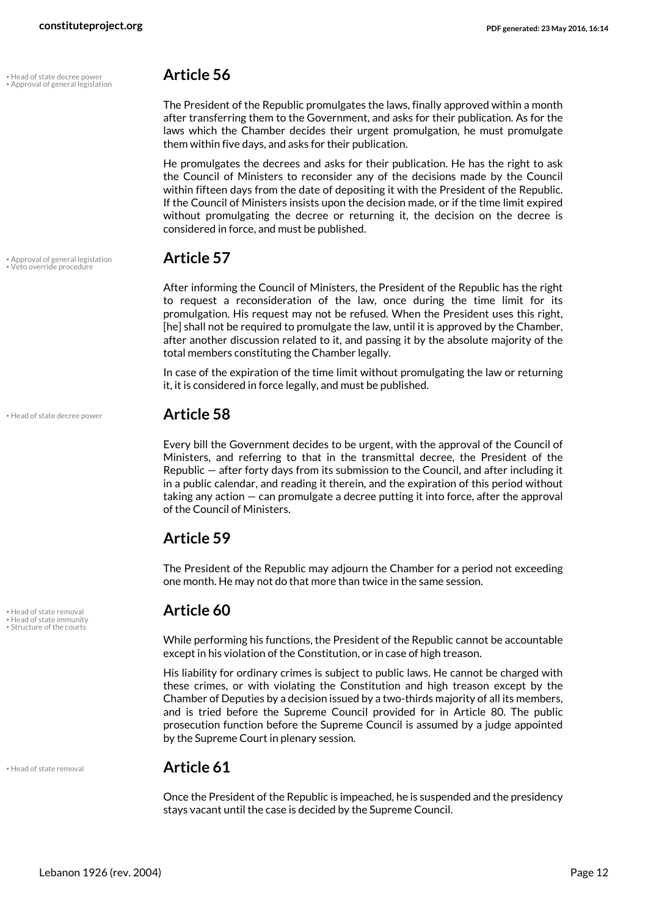## Article 56

The President of the Republic promulgates the laws, finally approved within a month after transferring them to the Government, and asks for their publication. As for the laws which the Chamber decides their urgent promulgation, he must promulgate them within five days, and asks for their publication.

He promulgates the decrees and asks for their publication. He has the right to ask the Council of Ministers to reconsider any of the decisions made by the Council within fifteen days from the date of depositing it with the President of the Republic. If the Council of Ministers insists upon the decision made, or if the time limit expired without promulgating the decree or returning it, the decision on the decree is considered in force, and must be published.

## Article 57

After informing the Council of Ministers, the President of the Republic has the right to request a reconsideration of the law, once during the time limit for its promulgation. His request may not be refused. When the President uses this right, [he] shall not be required to promulgate the law, until it is approved by the Chamber, after another discussion related to it, and passing it by the absolute majority of the total members constituting the Chamber legally.

In case of the expiration of the time limit without promulgating the law or returning it, it is considered in force legally, and must be published.

## Article 58

Every bill the Government decides to be urgent, with the approval of the Council of Ministers, and referring to that in the transmittal decree, the President of the Republic — after forty days from its submission to the Council, and after including it in a public calendar, and reading it therein, and the expiration of this period without taking any action — can promulgate a decree putting it into force, after the approval of the Council of Ministers.

## Article 59

The President of the Republic may adjourn the Chamber for a period not exceeding one month. He may not do that more than twice in the same session.

## Article 60

While performing his functions, the President of the Republic cannot be accountable except in his violation of the Constitution, or in case of high treason.

His liability for ordinary crimes is subject to public laws. He cannot be charged with these crimes, or with violating the Constitution and high treason except by the Chamber of Deputies by a decision issued by a two-thirds majority of all its members, and is tried before the Supreme Council provided for in Article 80. The public prosecution function before the Supreme Council is assumed by a judge appointed by the Supreme Court in plenary session.

## Article 61

Once the President of the Republic is impeached, he is suspended and the presidency stays vacant until the case is decided by the Supreme Council.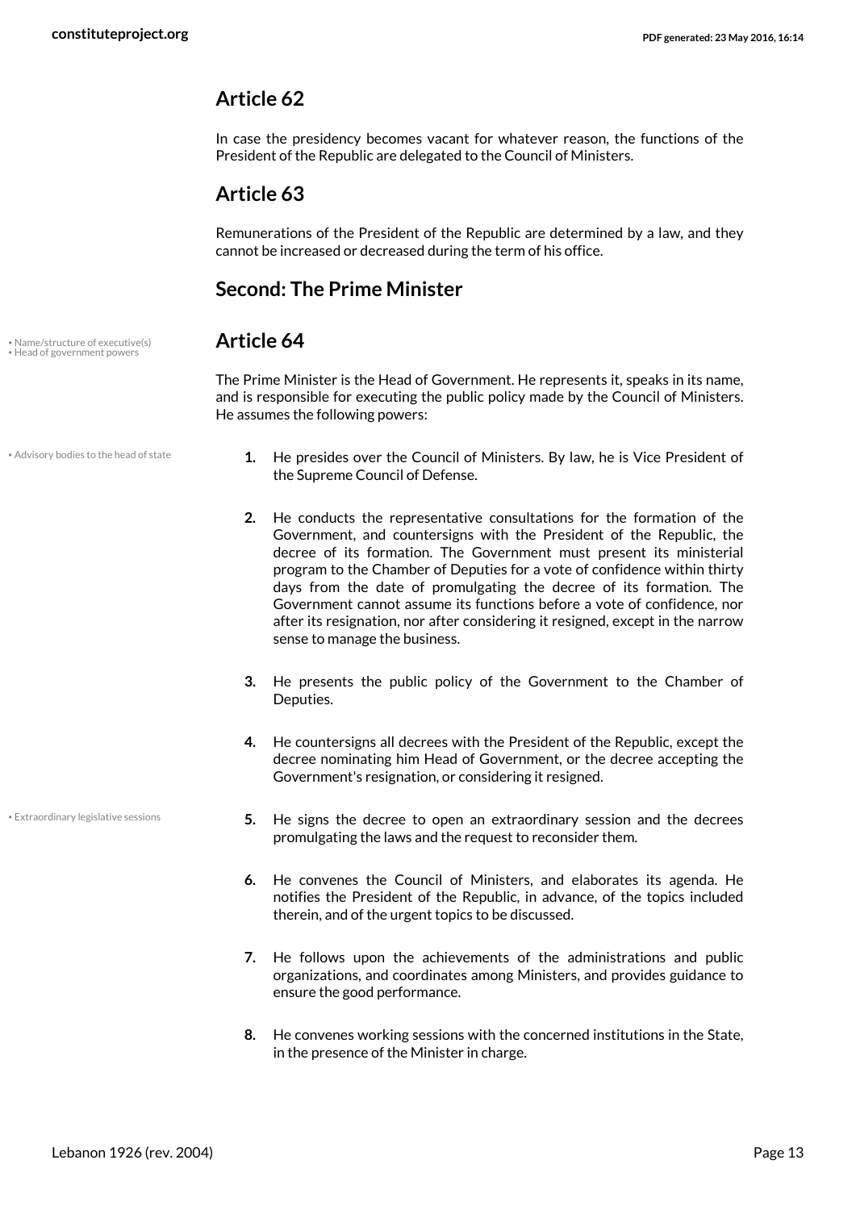## Article 62

In case the presidency becomes vacant for whatever reason, the functions of the President of the Republic are delegated to the Council of Ministers.

## Article 63

Remunerations of the President of the Republic are determined by a law, and they cannot be increased or decreased during the term of his office.

## Second: The Prime Minister

## Article 64

The Prime Minister is the Head of Government. He represents it, speaks in its name, and is responsible for executing the public policy made by the Council of Ministers. He assumes the following powers:

1. He presides over the Council of Ministers. By law, he is Vice President of the Supreme Council of Defense.
2. He conducts the representative consultations for the formation of the Government, and countersigns with the President of the Republic, the decree of its formation. The Government must present its ministerial program to the Chamber of Deputies for a vote of confidence within thirty days from the date of promulgating the decree of its formation. The Government cannot assume its functions before a vote of confidence, nor after its resignation, nor after considering it resigned, except in the narrow sense to manage the business.
3. He presents the public policy of the Government to the Chamber of Deputies.
4. He countersigns all decrees with the President of the Republic, except the decree nominating him Head of Government, or the decree accepting the Government's resignation, or considering it resigned.
5. He signs the decree to open an extraordinary session and the decrees promulgating the laws and the request to reconsider them.
6. He convenes the Council of Ministers, and elaborates its agenda. He notifies the President of the Republic, in advance, of the topics included therein, and of the urgent topics to be discussed.
7. He follows upon the achievements of the administrations and public organizations, and coordinates among Ministers, and provides guidance to ensure the good performance.
8. He convenes working sessions with the concerned institutions in the State, in the presence of the Minister in charge.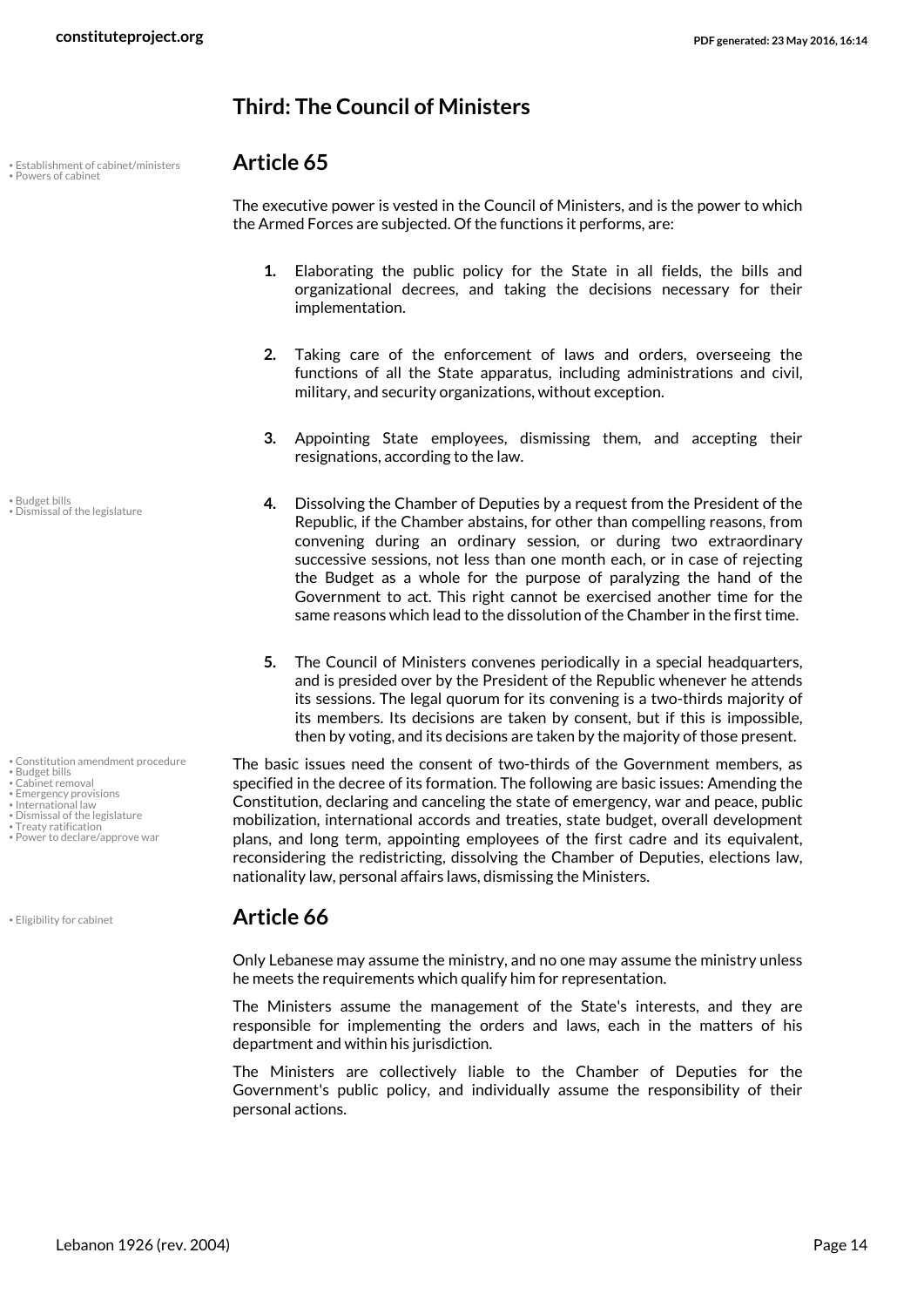## Third: The Council of Ministers

• Establishment of cabinet/ministers
• Powers of cabinet

### Article 65

The executive power is vested in the Council of Ministers, and is the power to which the Armed Forces are subjected. Of the functions it performs, are:

1. Elaborating the public policy for the State in all fields, the bills and organizational decrees, and taking the decisions necessary for their implementation.
2. Taking care of the enforcement of laws and orders, overseeing the functions of all the State apparatus, including administrations and civil, military, and security organizations, without exception.
3. Appointing State employees, dismissing them, and accepting their resignations, according to the law.
4. Dissolving the Chamber of Deputies by a request from the President of the Republic, if the Chamber abstains, for other than compelling reasons, from convening during an ordinary session, or during two extraordinary successive sessions, not less than one month each, or in case of rejecting the Budget as a whole for the purpose of paralyzing the hand of the Government to act. This right cannot be exercised another time for the same reasons which lead to the dissolution of the Chamber in the first time.
5. The Council of Ministers convenes periodically in a special headquarters, and is presided over by the President of the Republic whenever he attends its sessions. The legal quorum for its convening is a two-thirds majority of its members. Its decisions are taken by consent, but if this is impossible, then by voting, and its decisions are taken by the majority of those present.

• Budget bills
• Dismissal of the legislature

The basic issues need the consent of two-thirds of the Government members, as specified in the decree of its formation. The following are basic issues: Amending the Constitution, declaring and canceling the state of emergency, war and peace, public mobilization, international accords and treaties, state budget, overall development plans, and long term, appointing employees of the first cadre and its equivalent, reconsidering the redistricting, dissolving the Chamber of Deputies, elections law, nationality law, personal affairs laws, dismissing the Ministers.

• Constitution amendment procedure
• Budget bills
• Cabinet removal
• Emergency provisions
• International law
• Dismissal of the legislature
• Treaty ratification
• Power to declare/approve war

• Eligibility for cabinet

### Article 66

Only Lebanese may assume the ministry, and no one may assume the ministry unless he meets the requirements which qualify him for representation.

The Ministers assume the management of the State's interests, and they are responsible for implementing the orders and laws, each in the matters of his department and within his jurisdiction.

The Ministers are collectively liable to the Chamber of Deputies for the Government's public policy, and individually assume the responsibility of their personal actions.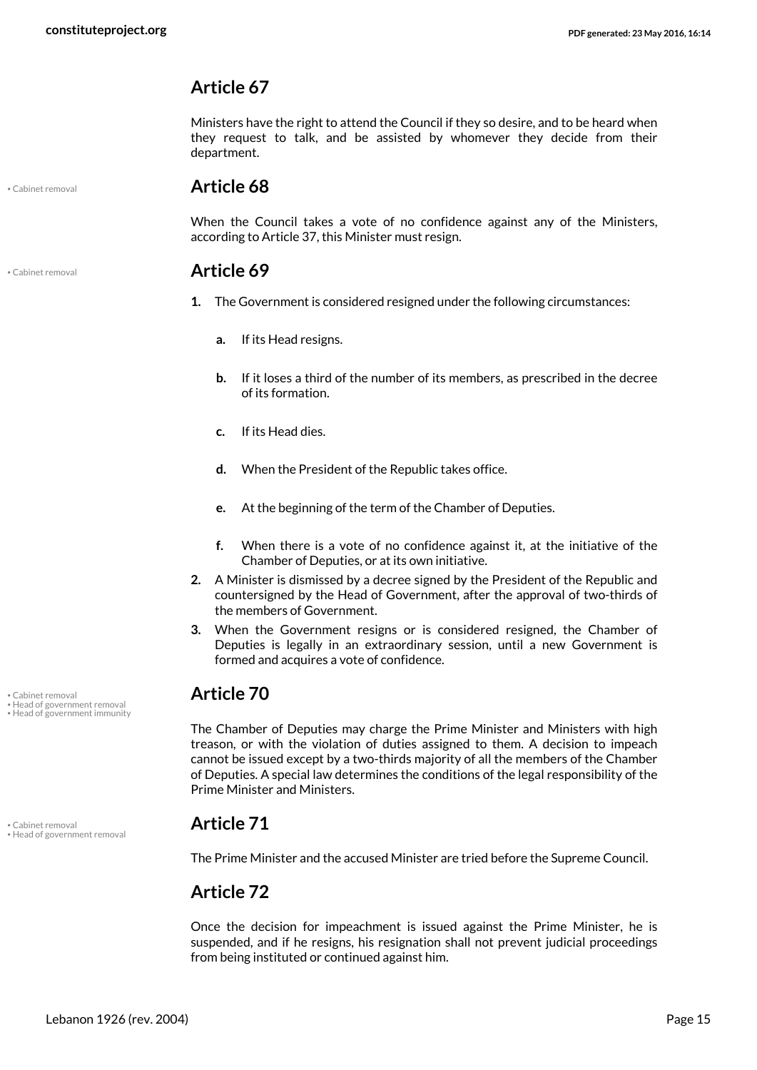## Article 67

Ministers have the right to attend the Council if they so desire, and to be heard when they request to talk, and be assisted by whomever they decide from their department.

• Cabinet removal

## Article 68

When the Council takes a vote of no confidence against any of the Ministers, according to Article 37, this Minister must resign.

• Cabinet removal

## Article 69

1. The Government is considered resigned under the following circumstances:

   a. If its Head resigns.

   b. If it loses a third of the number of its members, as prescribed in the decree of its formation.

   c. If its Head dies.

   d. When the President of the Republic takes office.

   e. At the beginning of the term of the Chamber of Deputies.

   f. When there is a vote of no confidence against it, at the initiative of the Chamber of Deputies, or at its own initiative.

2. A Minister is dismissed by a decree signed by the President of the Republic and countersigned by the Head of Government, after the approval of two-thirds of the members of Government.
3. When the Government resigns or is considered resigned, the Chamber of Deputies is legally in an extraordinary session, until a new Government is formed and acquires a vote of confidence.

• Cabinet removal
• Head of government removal
• Head of government immunity

## Article 70

The Chamber of Deputies may charge the Prime Minister and Ministers with high treason, or with the violation of duties assigned to them. A decision to impeach cannot be issued except by a two-thirds majority of all the members of the Chamber of Deputies. A special law determines the conditions of the legal responsibility of the Prime Minister and Ministers.

• Cabinet removal
• Head of government removal

## Article 71

The Prime Minister and the accused Minister are tried before the Supreme Council.

## Article 72

Once the decision for impeachment is issued against the Prime Minister, he is suspended, and if he resigns, his resignation shall not prevent judicial proceedings from being instituted or continued against him.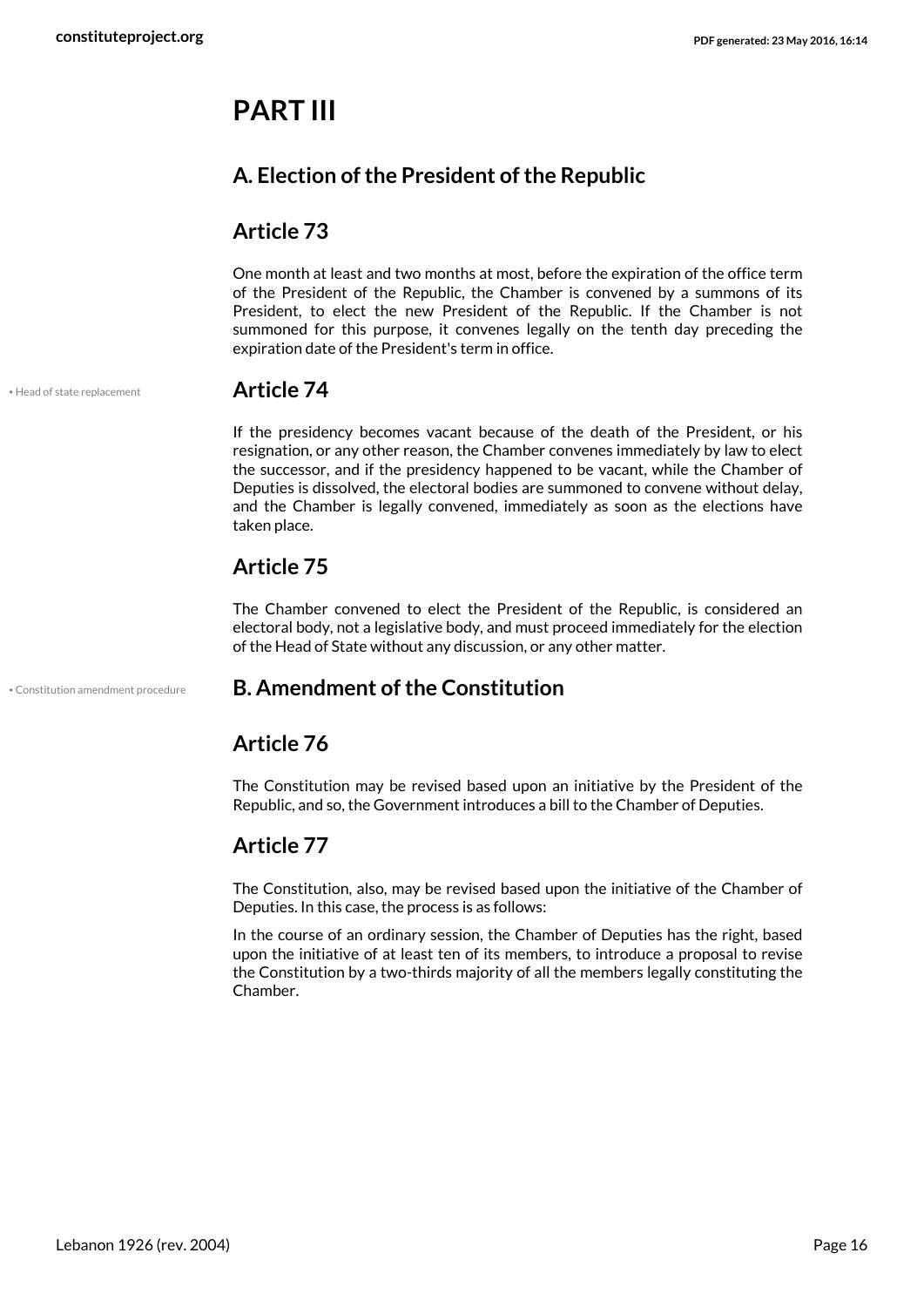# PART III

## A. Election of the President of the Republic

### Article 73

One month at least and two months at most, before the expiration of the office term of the President of the Republic, the Chamber is convened by a summons of its President, to elect the new President of the Republic. If the Chamber is not summoned for this purpose, it convenes legally on the tenth day preceding the expiration date of the President's term in office.

• Head of state replacement

### Article 74

If the presidency becomes vacant because of the death of the President, or his resignation, or any other reason, the Chamber convenes immediately by law to elect the successor, and if the presidency happened to be vacant, while the Chamber of Deputies is dissolved, the electoral bodies are summoned to convene without delay, and the Chamber is legally convened, immediately as soon as the elections have taken place.

### Article 75

The Chamber convened to elect the President of the Republic, is considered an electoral body, not a legislative body, and must proceed immediately for the election of the Head of State without any discussion, or any other matter.

• Constitution amendment procedure

## B. Amendment of the Constitution

### Article 76

The Constitution may be revised based upon an initiative by the President of the Republic, and so, the Government introduces a bill to the Chamber of Deputies.

### Article 77

The Constitution, also, may be revised based upon the initiative of the Chamber of Deputies. In this case, the process is as follows:

In the course of an ordinary session, the Chamber of Deputies has the right, based upon the initiative of at least ten of its members, to introduce a proposal to revise the Constitution by a two-thirds majority of all the members legally constituting the Chamber.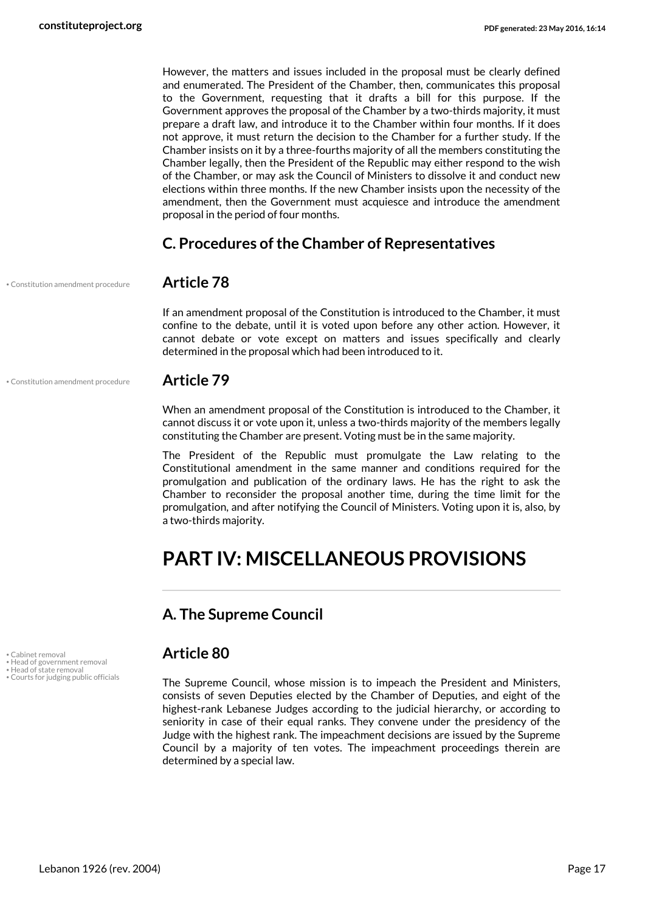However, the matters and issues included in the proposal must be clearly defined and enumerated. The President of the Chamber, then, communicates this proposal to the Government, requesting that it drafts a bill for this purpose. If the Government approves the proposal of the Chamber by a two-thirds majority, it must prepare a draft law, and introduce it to the Chamber within four months. If it does not approve, it must return the decision to the Chamber for a further study. If the Chamber insists on it by a three-fourths majority of all the members constituting the Chamber legally, then the President of the Republic may either respond to the wish of the Chamber, or may ask the Council of Ministers to dissolve it and conduct new elections within three months. If the new Chamber insists upon the necessity of the amendment, then the Government must acquiesce and introduce the amendment proposal in the period of four months.

### C. Procedures of the Chamber of Representatives

• Constitution amendment procedure

### Article 78

If an amendment proposal of the Constitution is introduced to the Chamber, it must confine to the debate, until it is voted upon before any other action. However, it cannot debate or vote except on matters and issues specifically and clearly determined in the proposal which had been introduced to it.

• Constitution amendment procedure

### Article 79

When an amendment proposal of the Constitution is introduced to the Chamber, it cannot discuss it or vote upon it, unless a two-thirds majority of the members legally constituting the Chamber are present. Voting must be in the same majority.

The President of the Republic must promulgate the Law relating to the Constitutional amendment in the same manner and conditions required for the promulgation and publication of the ordinary laws. He has the right to ask the Chamber to reconsider the proposal another time, during the time limit for the promulgation, and after notifying the Council of Ministers. Voting upon it is, also, by a two-thirds majority.

# PART IV: MISCELLANEOUS PROVISIONS

### A. The Supreme Council

• Cabinet removal
• Head of government removal
• Head of state removal
• Courts for judging public officials

### Article 80

The Supreme Council, whose mission is to impeach the President and Ministers, consists of seven Deputies elected by the Chamber of Deputies, and eight of the highest-rank Lebanese Judges according to the judicial hierarchy, or according to seniority in case of their equal ranks. They convene under the presidency of the Judge with the highest rank. The impeachment decisions are issued by the Supreme Council by a majority of ten votes. The impeachment proceedings therein are determined by a special law.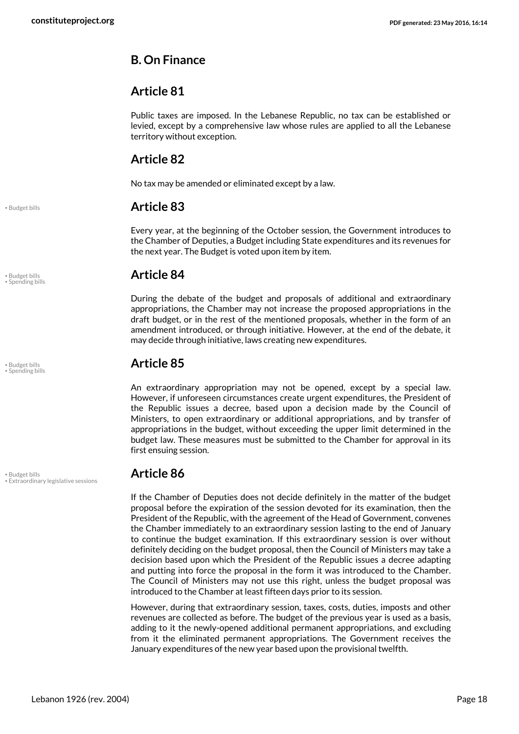## B. On Finance

### Article 81

Public taxes are imposed. In the Lebanese Republic, no tax can be established or levied, except by a comprehensive law whose rules are applied to all the Lebanese territory without exception.

### Article 82

No tax may be amended or eliminated except by a law.

### Article 83

Every year, at the beginning of the October session, the Government introduces to the Chamber of Deputies, a Budget including State expenditures and its revenues for the next year. The Budget is voted upon item by item.

### Article 84

During the debate of the budget and proposals of additional and extraordinary appropriations, the Chamber may not increase the proposed appropriations in the draft budget, or in the rest of the mentioned proposals, whether in the form of an amendment introduced, or through initiative. However, at the end of the debate, it may decide through initiative, laws creating new expenditures.

### Article 85

An extraordinary appropriation may not be opened, except by a special law. However, if unforeseen circumstances create urgent expenditures, the President of the Republic issues a decree, based upon a decision made by the Council of Ministers, to open extraordinary or additional appropriations, and by transfer of appropriations in the budget, without exceeding the upper limit determined in the budget law. These measures must be submitted to the Chamber for approval in its first ensuing session.

### Article 86

If the Chamber of Deputies does not decide definitely in the matter of the budget proposal before the expiration of the session devoted for its examination, then the President of the Republic, with the agreement of the Head of Government, convenes the Chamber immediately to an extraordinary session lasting to the end of January to continue the budget examination. If this extraordinary session is over without definitely deciding on the budget proposal, then the Council of Ministers may take a decision based upon which the President of the Republic issues a decree adapting and putting into force the proposal in the form it was introduced to the Chamber. The Council of Ministers may not use this right, unless the budget proposal was introduced to the Chamber at least fifteen days prior to its session.

However, during that extraordinary session, taxes, costs, duties, imposts and other revenues are collected as before. The budget of the previous year is used as a basis, adding to it the newly-opened additional permanent appropriations, and excluding from it the eliminated permanent appropriations. The Government receives the January expenditures of the new year based upon the provisional twelfth.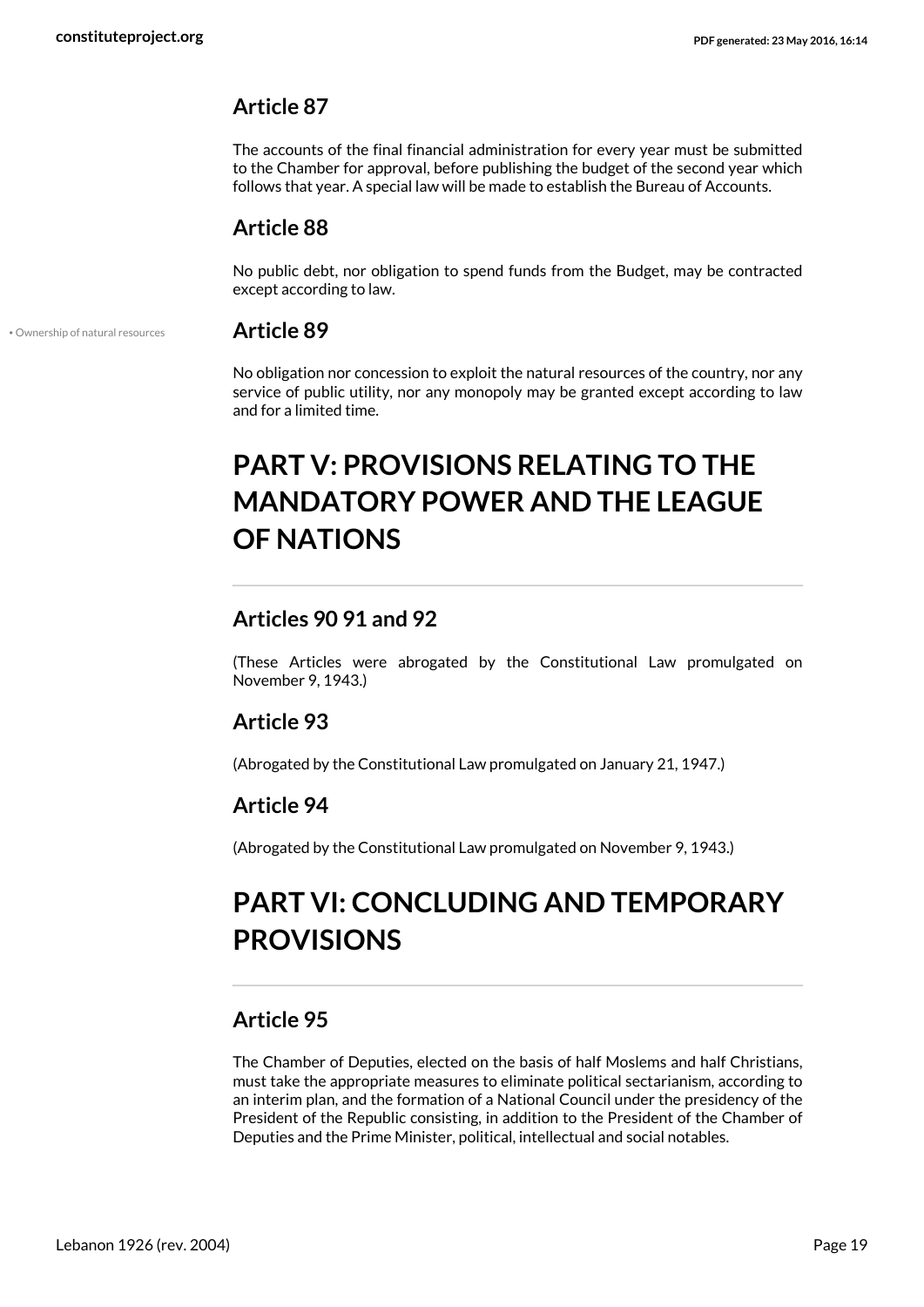### Article 87

The accounts of the final financial administration for every year must be submitted to the Chamber for approval, before publishing the budget of the second year which follows that year. A special law will be made to establish the Bureau of Accounts.

### Article 88

No public debt, nor obligation to spend funds from the Budget, may be contracted except according to law.

• Ownership of natural resources

### Article 89

No obligation nor concession to exploit the natural resources of the country, nor any service of public utility, nor any monopoly may be granted except according to law and for a limited time.

## PART V: PROVISIONS RELATING TO THE MANDATORY POWER AND THE LEAGUE OF NATIONS

### Articles 90 91 and 92

(These Articles were abrogated by the Constitutional Law promulgated on November 9, 1943.)

### Article 93

(Abrogated by the Constitutional Law promulgated on January 21, 1947.)

### Article 94

(Abrogated by the Constitutional Law promulgated on November 9, 1943.)

## PART VI: CONCLUDING AND TEMPORARY PROVISIONS

### Article 95

The Chamber of Deputies, elected on the basis of half Moslems and half Christians, must take the appropriate measures to eliminate political sectarianism, according to an interim plan, and the formation of a National Council under the presidency of the President of the Republic consisting, in addition to the President of the Chamber of Deputies and the Prime Minister, political, intellectual and social notables.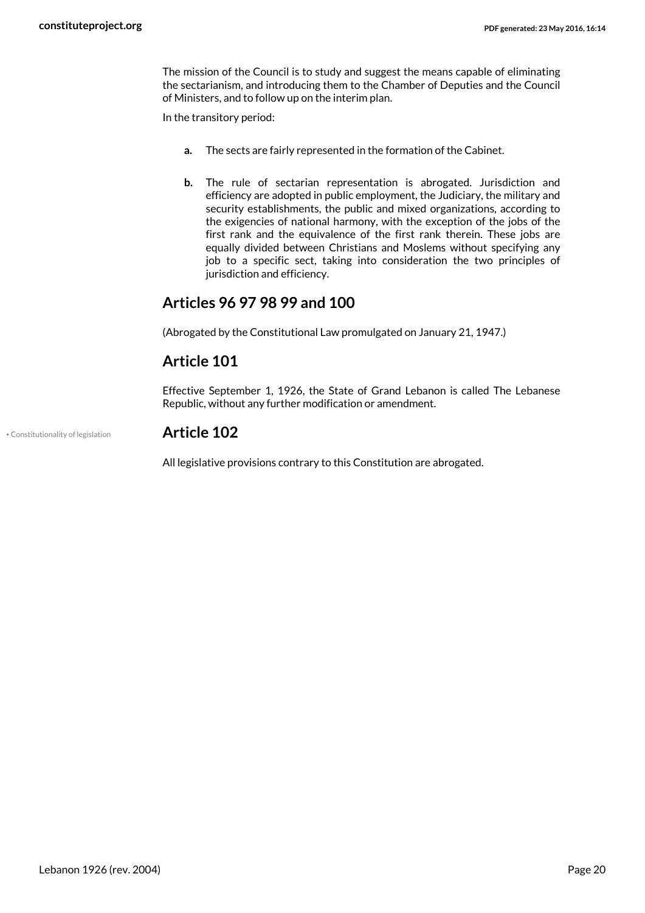The mission of the Council is to study and suggest the means capable of eliminating the sectarianism, and introducing them to the Chamber of Deputies and the Council of Ministers, and to follow up on the interim plan.

In the transitory period:

**a.** The sects are fairly represented in the formation of the Cabinet.

**b.** The rule of sectarian representation is abrogated. Jurisdiction and efficiency are adopted in public employment, the Judiciary, the military and security establishments, the public and mixed organizations, according to the exigencies of national harmony, with the exception of the jobs of the first rank and the equivalence of the first rank therein. These jobs are equally divided between Christians and Moslems without specifying any job to a specific sect, taking into consideration the two principles of jurisdiction and efficiency.

## Articles 96 97 98 99 and 100

(Abrogated by the Constitutional Law promulgated on January 21, 1947.)

## Article 101

Effective September 1, 1926, the State of Grand Lebanon is called The Lebanese Republic, without any further modification or amendment.

• Constitutionality of legislation

## Article 102

All legislative provisions contrary to this Constitution are abrogated.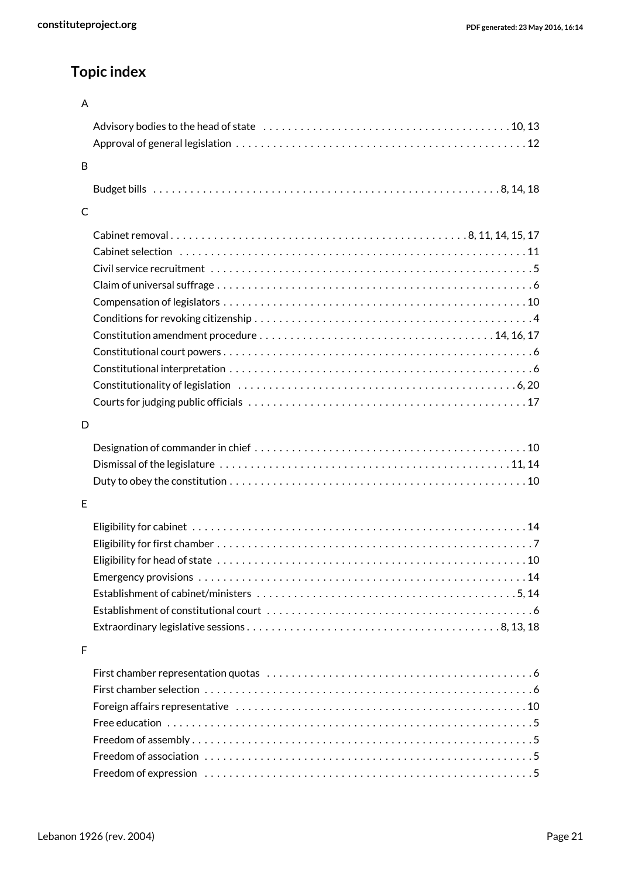## Topic index

A

- Advisory bodies to the head of state . . . . . . . . . . 10, 13
- Approval of general legislation . . . . . . . . . . 12

B

- Budget bills . . . . . . . . . . 8, 14, 18

C

- Cabinet removal . . . . . . . . . . 8, 11, 14, 15, 17
- Cabinet selection . . . . . . . . . . 11
- Civil service recruitment . . . . . . . . . . 5
- Claim of universal suffrage . . . . . . . . . . 6
- Compensation of legislators . . . . . . . . . . 10
- Conditions for revoking citizenship . . . . . . . . . . 4
- Constitution amendment procedure . . . . . . . . . . 14, 16, 17
- Constitutional court powers . . . . . . . . . . 6
- Constitutional interpretation . . . . . . . . . . 6
- Constitutionality of legislation . . . . . . . . . . 6, 20
- Courts for judging public officials . . . . . . . . . . 17

D

- Designation of commander in chief . . . . . . . . . . 10
- Dismissal of the legislature . . . . . . . . . . 11, 14
- Duty to obey the constitution . . . . . . . . . . 10

E

- Eligibility for cabinet . . . . . . . . . . 14
- Eligibility for first chamber . . . . . . . . . . 7
- Eligibility for head of state . . . . . . . . . . 10
- Emergency provisions . . . . . . . . . . 14
- Establishment of cabinet/ministers . . . . . . . . . . 5, 14
- Establishment of constitutional court . . . . . . . . . . 6
- Extraordinary legislative sessions . . . . . . . . . . 8, 13, 18

F

- First chamber representation quotas . . . . . . . . . . 6
- First chamber selection . . . . . . . . . . 6
- Foreign affairs representative . . . . . . . . . . 10
- Free education . . . . . . . . . . 5
- Freedom of assembly . . . . . . . . . . 5
- Freedom of association . . . . . . . . . . 5
- Freedom of expression . . . . . . . . . . 5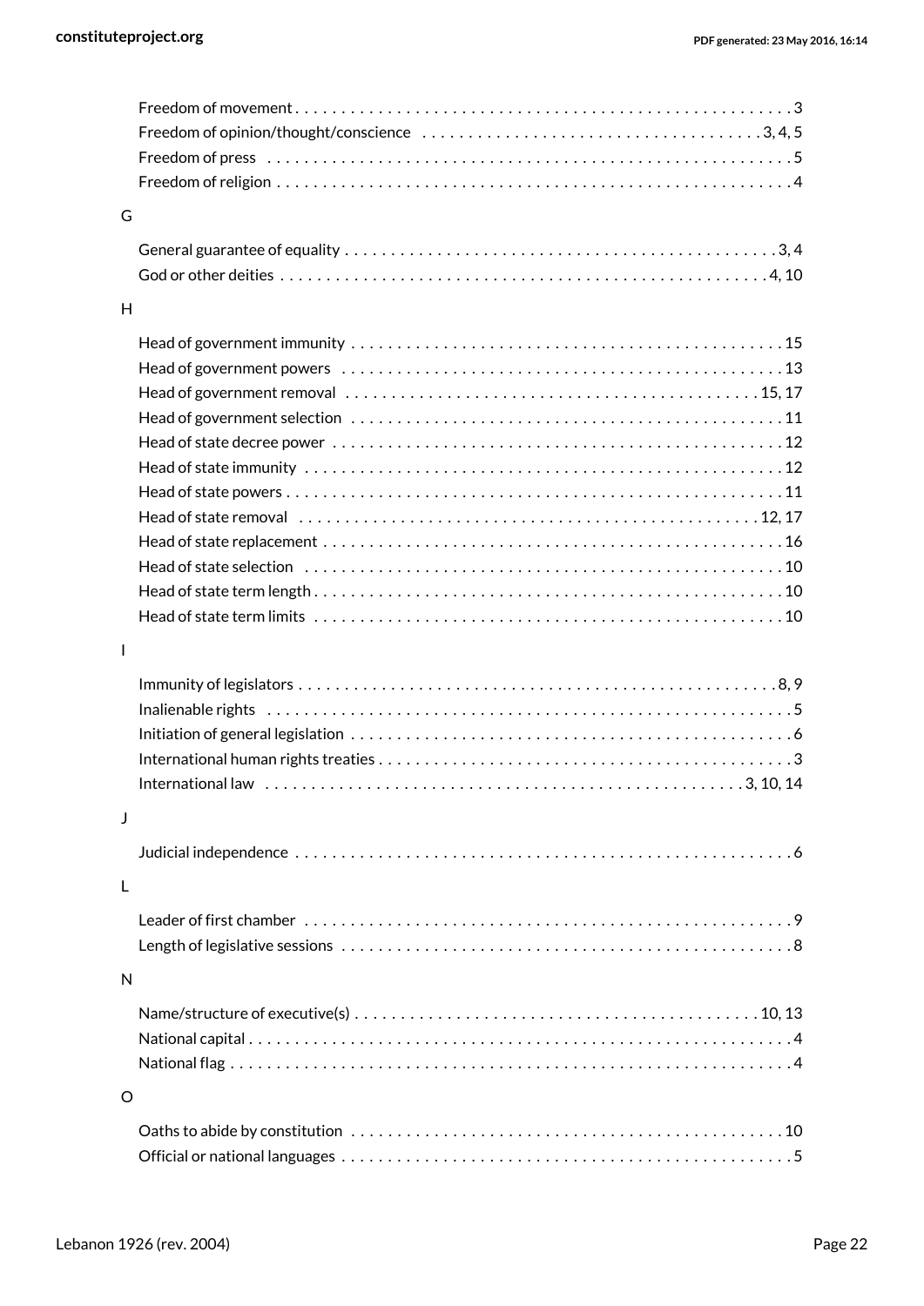Freedom of movement . . . . . . . . . . . . . . . . . . . . . . . . . . . . . . . . . . . . . . . . . . . . . . . . . . . . . . . 3
Freedom of opinion/thought/conscience . . . . . . . . . . . . . . . . . . . . . . . . . . . . . . . . . . . . 3, 4, 5
Freedom of press . . . . . . . . . . . . . . . . . . . . . . . . . . . . . . . . . . . . . . . . . . . . . . . . . . . . . . . . 5
Freedom of religion . . . . . . . . . . . . . . . . . . . . . . . . . . . . . . . . . . . . . . . . . . . . . . . . . . . . . . 4

G

General guarantee of equality . . . . . . . . . . . . . . . . . . . . . . . . . . . . . . . . . . . . . . . . . . . . . . 3, 4
God or other deities . . . . . . . . . . . . . . . . . . . . . . . . . . . . . . . . . . . . . . . . . . . . . . . . . . . . 4, 10

H

Head of government immunity . . . . . . . . . . . . . . . . . . . . . . . . . . . . . . . . . . . . . . . . . . . . . . . 15
Head of government powers . . . . . . . . . . . . . . . . . . . . . . . . . . . . . . . . . . . . . . . . . . . . . . . . 13
Head of government removal . . . . . . . . . . . . . . . . . . . . . . . . . . . . . . . . . . . . . . . . . . . . 15, 17
Head of government selection . . . . . . . . . . . . . . . . . . . . . . . . . . . . . . . . . . . . . . . . . . . . . . . 11
Head of state decree power . . . . . . . . . . . . . . . . . . . . . . . . . . . . . . . . . . . . . . . . . . . . . . . . . 12
Head of state immunity . . . . . . . . . . . . . . . . . . . . . . . . . . . . . . . . . . . . . . . . . . . . . . . . . . . . 12
Head of state powers . . . . . . . . . . . . . . . . . . . . . . . . . . . . . . . . . . . . . . . . . . . . . . . . . . . . . . 11
Head of state removal . . . . . . . . . . . . . . . . . . . . . . . . . . . . . . . . . . . . . . . . . . . . . . . . . . 12, 17
Head of state replacement . . . . . . . . . . . . . . . . . . . . . . . . . . . . . . . . . . . . . . . . . . . . . . . . . . 16
Head of state selection . . . . . . . . . . . . . . . . . . . . . . . . . . . . . . . . . . . . . . . . . . . . . . . . . . . . 10
Head of state term length . . . . . . . . . . . . . . . . . . . . . . . . . . . . . . . . . . . . . . . . . . . . . . . . . . 10
Head of state term limits . . . . . . . . . . . . . . . . . . . . . . . . . . . . . . . . . . . . . . . . . . . . . . . . . . . 10

I

Immunity of legislators . . . . . . . . . . . . . . . . . . . . . . . . . . . . . . . . . . . . . . . . . . . . . . . . . . . 8, 9
Inalienable rights . . . . . . . . . . . . . . . . . . . . . . . . . . . . . . . . . . . . . . . . . . . . . . . . . . . . . . . . . 5
Initiation of general legislation . . . . . . . . . . . . . . . . . . . . . . . . . . . . . . . . . . . . . . . . . . . . . . . 6
International human rights treaties . . . . . . . . . . . . . . . . . . . . . . . . . . . . . . . . . . . . . . . . . . . . 3
International law . . . . . . . . . . . . . . . . . . . . . . . . . . . . . . . . . . . . . . . . . . . . . . . . . . . . 3, 10, 14

J

Judicial independence . . . . . . . . . . . . . . . . . . . . . . . . . . . . . . . . . . . . . . . . . . . . . . . . . . . . . 6

L

Leader of first chamber . . . . . . . . . . . . . . . . . . . . . . . . . . . . . . . . . . . . . . . . . . . . . . . . . . . . 9
Length of legislative sessions . . . . . . . . . . . . . . . . . . . . . . . . . . . . . . . . . . . . . . . . . . . . . . . . 8

N

Name/structure of executive(s) . . . . . . . . . . . . . . . . . . . . . . . . . . . . . . . . . . . . . . . . . . . . 10, 13
National capital . . . . . . . . . . . . . . . . . . . . . . . . . . . . . . . . . . . . . . . . . . . . . . . . . . . . . . . . . . 4
National flag . . . . . . . . . . . . . . . . . . . . . . . . . . . . . . . . . . . . . . . . . . . . . . . . . . . . . . . . . . . . 4

O

Oaths to abide by constitution . . . . . . . . . . . . . . . . . . . . . . . . . . . . . . . . . . . . . . . . . . . . . . . 10
Official or national languages . . . . . . . . . . . . . . . . . . . . . . . . . . . . . . . . . . . . . . . . . . . . . . . . 5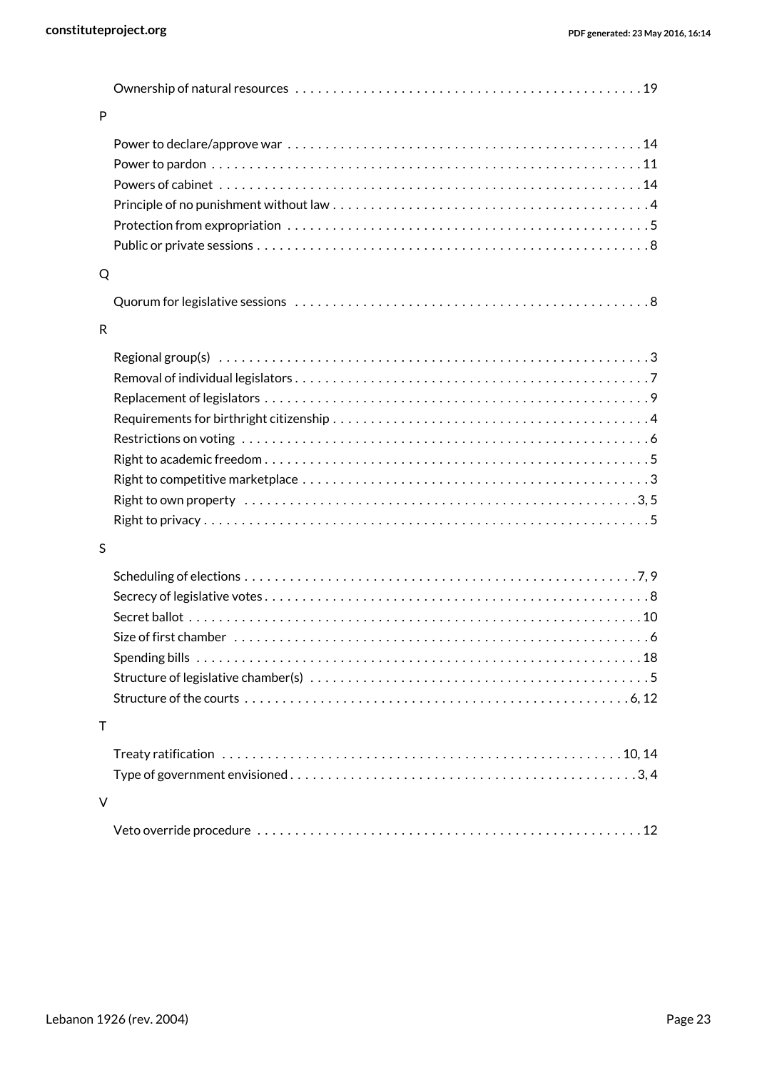Ownership of natural resources . . . . . . . . . . . . . . . . . . . . . . . . . . . . . . . . . . . . . . . . . . . . . . . 19

P

Power to declare/approve war . . . . . . . . . . . . . . . . . . . . . . . . . . . . . . . . . . . . . . . . . . . . . . . . 14
Power to pardon . . . . . . . . . . . . . . . . . . . . . . . . . . . . . . . . . . . . . . . . . . . . . . . . . . . . . . . . . . 11
Powers of cabinet . . . . . . . . . . . . . . . . . . . . . . . . . . . . . . . . . . . . . . . . . . . . . . . . . . . . . . . . . 14
Principle of no punishment without law . . . . . . . . . . . . . . . . . . . . . . . . . . . . . . . . . . . . . . . . . . 4
Protection from expropriation . . . . . . . . . . . . . . . . . . . . . . . . . . . . . . . . . . . . . . . . . . . . . . . . . 5
Public or private sessions . . . . . . . . . . . . . . . . . . . . . . . . . . . . . . . . . . . . . . . . . . . . . . . . . . . . 8

Q

Quorum for legislative sessions . . . . . . . . . . . . . . . . . . . . . . . . . . . . . . . . . . . . . . . . . . . . . . . 8

R

Regional group(s) . . . . . . . . . . . . . . . . . . . . . . . . . . . . . . . . . . . . . . . . . . . . . . . . . . . . . . . . . 3
Removal of individual legislators . . . . . . . . . . . . . . . . . . . . . . . . . . . . . . . . . . . . . . . . . . . . . . . 7
Replacement of legislators . . . . . . . . . . . . . . . . . . . . . . . . . . . . . . . . . . . . . . . . . . . . . . . . . . . 9
Requirements for birthright citizenship . . . . . . . . . . . . . . . . . . . . . . . . . . . . . . . . . . . . . . . . . . . 4
Restrictions on voting . . . . . . . . . . . . . . . . . . . . . . . . . . . . . . . . . . . . . . . . . . . . . . . . . . . . . . . 6
Right to academic freedom . . . . . . . . . . . . . . . . . . . . . . . . . . . . . . . . . . . . . . . . . . . . . . . . . . . 5
Right to competitive marketplace . . . . . . . . . . . . . . . . . . . . . . . . . . . . . . . . . . . . . . . . . . . . . . . 3
Right to own property . . . . . . . . . . . . . . . . . . . . . . . . . . . . . . . . . . . . . . . . . . . . . . . . . . . . . 3, 5
Right to privacy . . . . . . . . . . . . . . . . . . . . . . . . . . . . . . . . . . . . . . . . . . . . . . . . . . . . . . . . . . . 5

S

Scheduling of elections . . . . . . . . . . . . . . . . . . . . . . . . . . . . . . . . . . . . . . . . . . . . . . . . . . . . 7, 9
Secrecy of legislative votes . . . . . . . . . . . . . . . . . . . . . . . . . . . . . . . . . . . . . . . . . . . . . . . . . . . 8
Secret ballot . . . . . . . . . . . . . . . . . . . . . . . . . . . . . . . . . . . . . . . . . . . . . . . . . . . . . . . . . . . . . 10
Size of first chamber . . . . . . . . . . . . . . . . . . . . . . . . . . . . . . . . . . . . . . . . . . . . . . . . . . . . . . . 6
Spending bills . . . . . . . . . . . . . . . . . . . . . . . . . . . . . . . . . . . . . . . . . . . . . . . . . . . . . . . . . . . . 18
Structure of legislative chamber(s) . . . . . . . . . . . . . . . . . . . . . . . . . . . . . . . . . . . . . . . . . . . . . 5
Structure of the courts . . . . . . . . . . . . . . . . . . . . . . . . . . . . . . . . . . . . . . . . . . . . . . . . . . . . 6, 12

T

Treaty ratification . . . . . . . . . . . . . . . . . . . . . . . . . . . . . . . . . . . . . . . . . . . . . . . . . . . . . . 10, 14
Type of government envisioned . . . . . . . . . . . . . . . . . . . . . . . . . . . . . . . . . . . . . . . . . . . . . . 3, 4

V

Veto override procedure . . . . . . . . . . . . . . . . . . . . . . . . . . . . . . . . . . . . . . . . . . . . . . . . . . . . 12